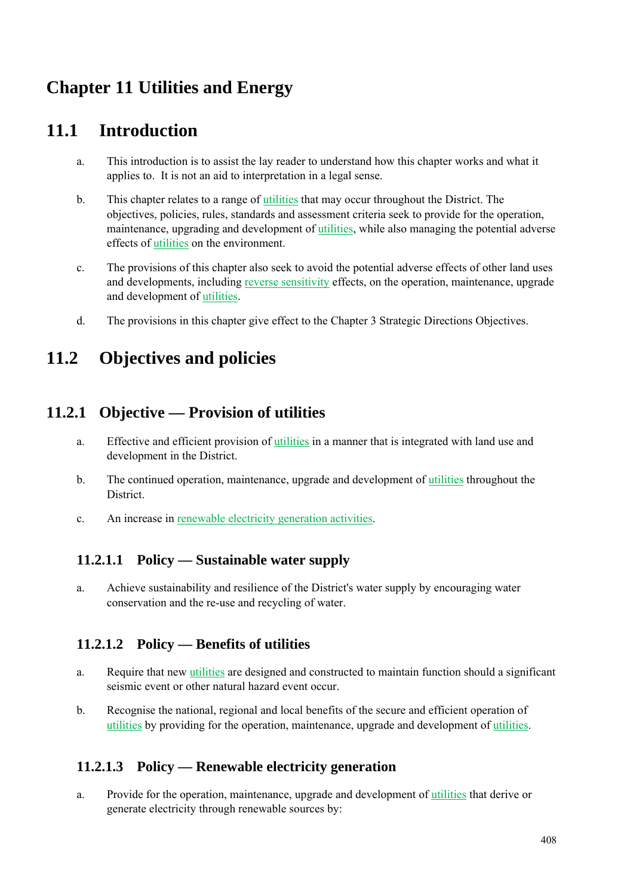# Chapter 11 Utilities and Energy

## 11.1 Introduction

a. This introduction is to assist the lay reader to understand how this chapter works and what it applies to. It is not an aid to interpretation in a legal sense.

b. This chapter relates to a range of utilities that may occur throughout the District. The objectives, policies, rules, standards and assessment criteria seek to provide for the operation, maintenance, upgrading and development of utilities, while also managing the potential adverse effects of utilities on the environment.

c. The provisions of this chapter also seek to avoid the potential adverse effects of other land uses and developments, including reverse sensitivity effects, on the operation, maintenance, upgrade and development of utilities.

d. The provisions in this chapter give effect to the Chapter 3 Strategic Directions Objectives.

## 11.2 Objectives and policies

### 11.2.1 Objective — Provision of utilities

a. Effective and efficient provision of utilities in a manner that is integrated with land use and development in the District.

b. The continued operation, maintenance, upgrade and development of utilities throughout the District.

c. An increase in renewable electricity generation activities.

#### 11.2.1.1 Policy — Sustainable water supply

a. Achieve sustainability and resilience of the District's water supply by encouraging water conservation and the re-use and recycling of water.

#### 11.2.1.2 Policy — Benefits of utilities

a. Require that new utilities are designed and constructed to maintain function should a significant seismic event or other natural hazard event occur.

b. Recognise the national, regional and local benefits of the secure and efficient operation of utilities by providing for the operation, maintenance, upgrade and development of utilities.

#### 11.2.1.3 Policy — Renewable electricity generation

a. Provide for the operation, maintenance, upgrade and development of utilities that derive or generate electricity through renewable sources by: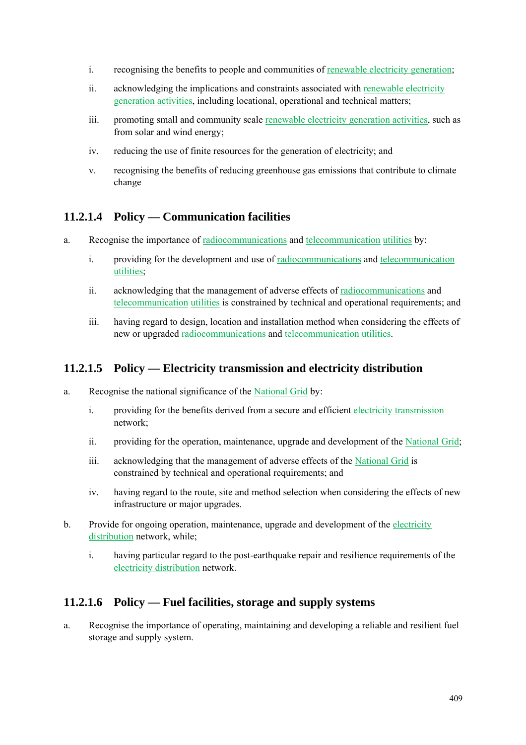i. recognising the benefits to people and communities of renewable electricity generation;

ii. acknowledging the implications and constraints associated with renewable electricity generation activities, including locational, operational and technical matters;

iii. promoting small and community scale renewable electricity generation activities, such as from solar and wind energy;

iv. reducing the use of finite resources for the generation of electricity; and

v. recognising the benefits of reducing greenhouse gas emissions that contribute to climate change

### 11.2.1.4 Policy — Communication facilities

a. Recognise the importance of radiocommunications and telecommunication utilities by:

   i. providing for the development and use of radiocommunications and telecommunication utilities;

   ii. acknowledging that the management of adverse effects of radiocommunications and telecommunication utilities is constrained by technical and operational requirements; and

   iii. having regard to design, location and installation method when considering the effects of new or upgraded radiocommunications and telecommunication utilities.

### 11.2.1.5 Policy — Electricity transmission and electricity distribution

a. Recognise the national significance of the National Grid by:

   i. providing for the benefits derived from a secure and efficient electricity transmission network;

   ii. providing for the operation, maintenance, upgrade and development of the National Grid;

   iii. acknowledging that the management of adverse effects of the National Grid is constrained by technical and operational requirements; and

   iv. having regard to the route, site and method selection when considering the effects of new infrastructure or major upgrades.

b. Provide for ongoing operation, maintenance, upgrade and development of the electricity distribution network, while;

   i. having particular regard to the post-earthquake repair and resilience requirements of the electricity distribution network.

### 11.2.1.6 Policy — Fuel facilities, storage and supply systems

a. Recognise the importance of operating, maintaining and developing a reliable and resilient fuel storage and supply system.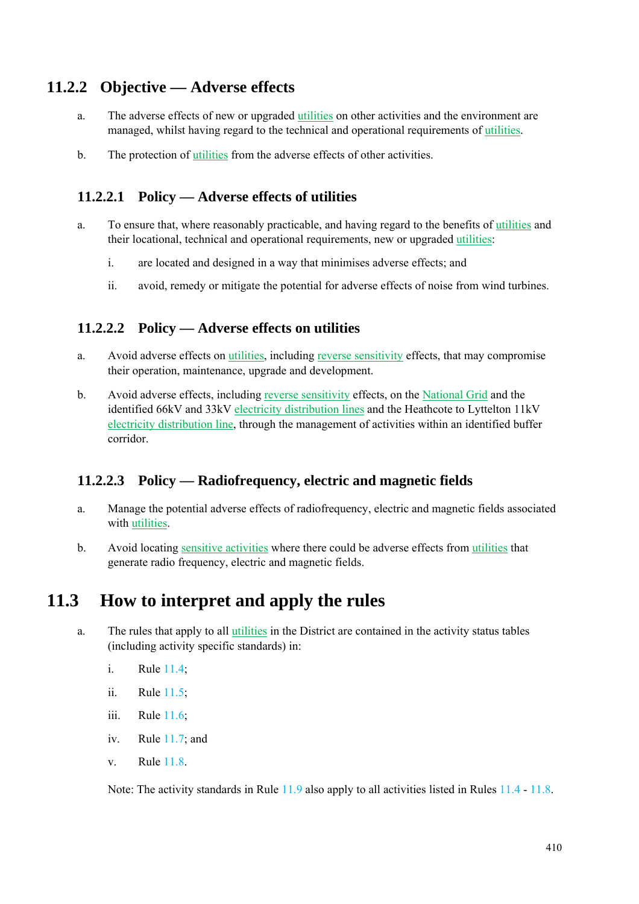## 11.2.2 Objective — Adverse effects

a. The adverse effects of new or upgraded utilities on other activities and the environment are managed, whilst having regard to the technical and operational requirements of utilities.

b. The protection of utilities from the adverse effects of other activities.

### 11.2.2.1 Policy — Adverse effects of utilities

a. To ensure that, where reasonably practicable, and having regard to the benefits of utilities and their locational, technical and operational requirements, new or upgraded utilities:

   i. are located and designed in a way that minimises adverse effects; and

   ii. avoid, remedy or mitigate the potential for adverse effects of noise from wind turbines.

### 11.2.2.2 Policy — Adverse effects on utilities

a. Avoid adverse effects on utilities, including reverse sensitivity effects, that may compromise their operation, maintenance, upgrade and development.

b. Avoid adverse effects, including reverse sensitivity effects, on the National Grid and the identified 66kV and 33kV electricity distribution lines and the Heathcote to Lyttelton 11kV electricity distribution line, through the management of activities within an identified buffer corridor.

### 11.2.2.3 Policy — Radiofrequency, electric and magnetic fields

a. Manage the potential adverse effects of radiofrequency, electric and magnetic fields associated with utilities.

b. Avoid locating sensitive activities where there could be adverse effects from utilities that generate radio frequency, electric and magnetic fields.

## 11.3 How to interpret and apply the rules

a. The rules that apply to all utilities in the District are contained in the activity status tables (including activity specific standards) in:

   i. Rule 11.4;

   ii. Rule 11.5;

   iii. Rule 11.6;

   iv. Rule 11.7; and

   v. Rule 11.8.

   Note: The activity standards in Rule 11.9 also apply to all activities listed in Rules 11.4 - 11.8.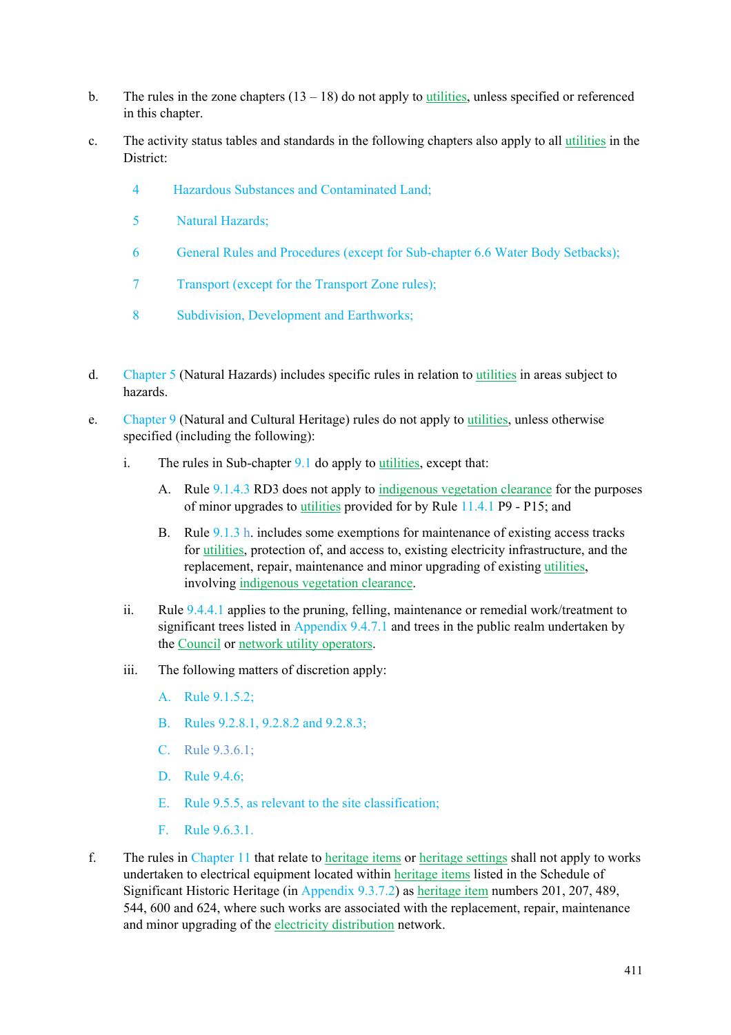b. The rules in the zone chapters (13 – 18) do not apply to utilities, unless specified or referenced in this chapter.

c. The activity status tables and standards in the following chapters also apply to all utilities in the District:

   4 Hazardous Substances and Contaminated Land;

   5 Natural Hazards;

   6 General Rules and Procedures (except for Sub-chapter 6.6 Water Body Setbacks);

   7 Transport (except for the Transport Zone rules);

   8 Subdivision, Development and Earthworks;

d. Chapter 5 (Natural Hazards) includes specific rules in relation to utilities in areas subject to hazards.

e. Chapter 9 (Natural and Cultural Heritage) rules do not apply to utilities, unless otherwise specified (including the following):

   i. The rules in Sub-chapter 9.1 do apply to utilities, except that:

      A. Rule 9.1.4.3 RD3 does not apply to indigenous vegetation clearance for the purposes of minor upgrades to utilities provided for by Rule 11.4.1 P9 - P15; and

      B. Rule 9.1.3 h. includes some exemptions for maintenance of existing access tracks for utilities, protection of, and access to, existing electricity infrastructure, and the replacement, repair, maintenance and minor upgrading of existing utilities, involving indigenous vegetation clearance.

   ii. Rule 9.4.4.1 applies to the pruning, felling, maintenance or remedial work/treatment to significant trees listed in Appendix 9.4.7.1 and trees in the public realm undertaken by the Council or network utility operators.

   iii. The following matters of discretion apply:

      A. Rule 9.1.5.2;

      B. Rules 9.2.8.1, 9.2.8.2 and 9.2.8.3;

      C. Rule 9.3.6.1;

      D. Rule 9.4.6;

      E. Rule 9.5.5, as relevant to the site classification;

      F. Rule 9.6.3.1.

f. The rules in Chapter 11 that relate to heritage items or heritage settings shall not apply to works undertaken to electrical equipment located within heritage items listed in the Schedule of Significant Historic Heritage (in Appendix 9.3.7.2) as heritage item numbers 201, 207, 489, 544, 600 and 624, where such works are associated with the replacement, repair, maintenance and minor upgrading of the electricity distribution network.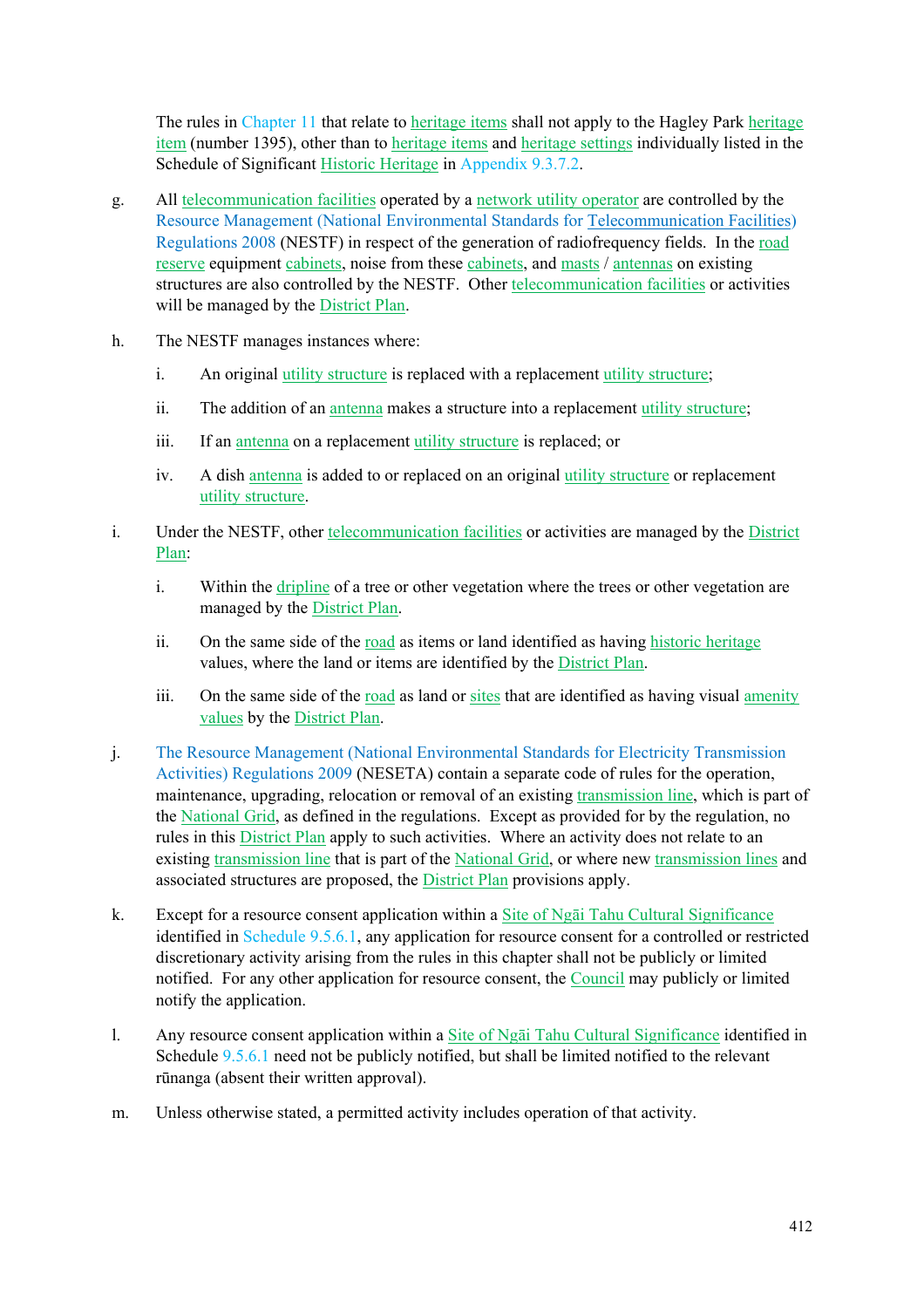The rules in Chapter 11 that relate to heritage items shall not apply to the Hagley Park heritage item (number 1395), other than to heritage items and heritage settings individually listed in the Schedule of Significant Historic Heritage in Appendix 9.3.7.2.

g. All telecommunication facilities operated by a network utility operator are controlled by the Resource Management (National Environmental Standards for Telecommunication Facilities) Regulations 2008 (NESTF) in respect of the generation of radiofrequency fields. In the road reserve equipment cabinets, noise from these cabinets, and masts / antennas on existing structures are also controlled by the NESTF. Other telecommunication facilities or activities will be managed by the District Plan.

h. The NESTF manages instances where:

   i. An original utility structure is replaced with a replacement utility structure;

   ii. The addition of an antenna makes a structure into a replacement utility structure;

   iii. If an antenna on a replacement utility structure is replaced; or

   iv. A dish antenna is added to or replaced on an original utility structure or replacement utility structure.

i. Under the NESTF, other telecommunication facilities or activities are managed by the District Plan:

   i. Within the dripline of a tree or other vegetation where the trees or other vegetation are managed by the District Plan.

   ii. On the same side of the road as items or land identified as having historic heritage values, where the land or items are identified by the District Plan.

   iii. On the same side of the road as land or sites that are identified as having visual amenity values by the District Plan.

j. The Resource Management (National Environmental Standards for Electricity Transmission Activities) Regulations 2009 (NESETA) contain a separate code of rules for the operation, maintenance, upgrading, relocation or removal of an existing transmission line, which is part of the National Grid, as defined in the regulations. Except as provided for by the regulation, no rules in this District Plan apply to such activities. Where an activity does not relate to an existing transmission line that is part of the National Grid, or where new transmission lines and associated structures are proposed, the District Plan provisions apply.

k. Except for a resource consent application within a Site of Ngāi Tahu Cultural Significance identified in Schedule 9.5.6.1, any application for resource consent for a controlled or restricted discretionary activity arising from the rules in this chapter shall not be publicly or limited notified. For any other application for resource consent, the Council may publicly or limited notify the application.

l. Any resource consent application within a Site of Ngāi Tahu Cultural Significance identified in Schedule 9.5.6.1 need not be publicly notified, but shall be limited notified to the relevant rūnanga (absent their written approval).

m. Unless otherwise stated, a permitted activity includes operation of that activity.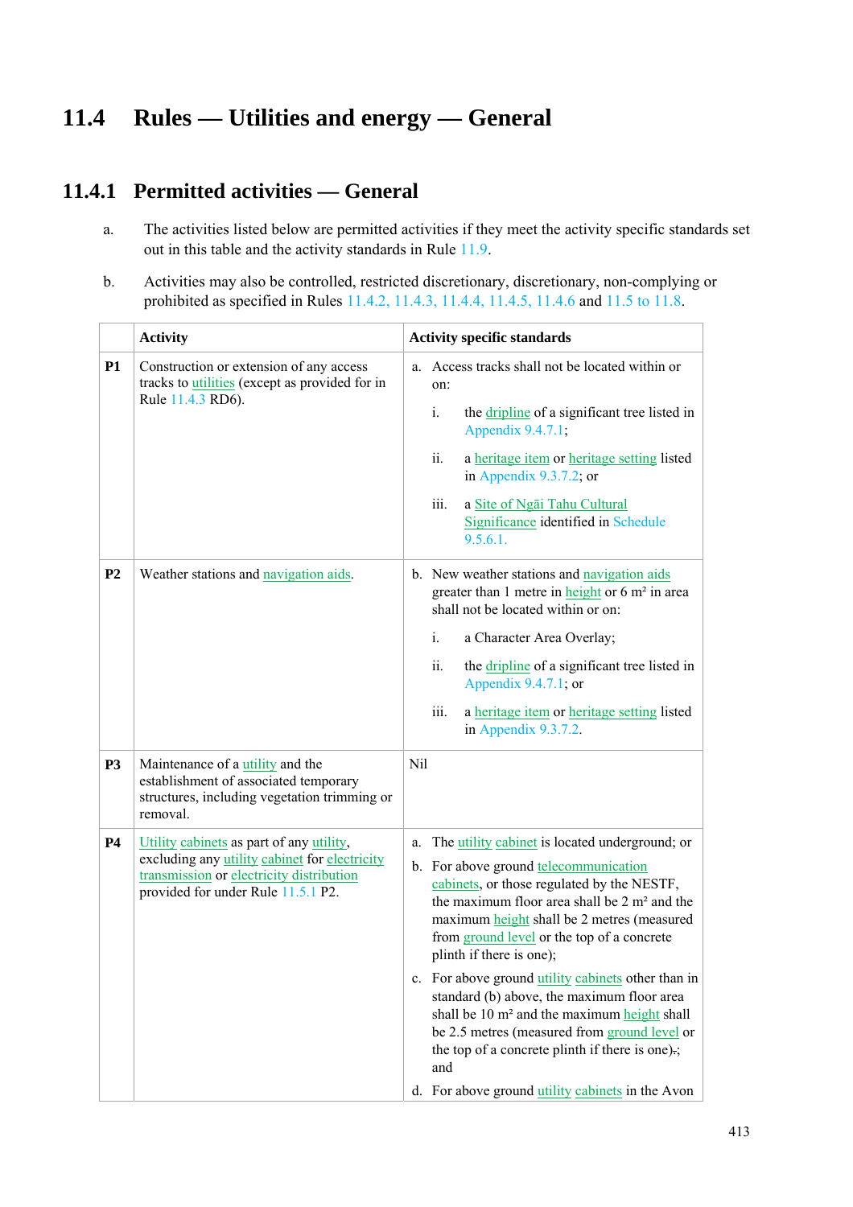# 11.4 Rules — Utilities and energy — General

## 11.4.1 Permitted activities — General

a. The activities listed below are permitted activities if they meet the activity specific standards set out in this table and the activity standards in Rule 11.9.

b. Activities may also be controlled, restricted discretionary, discretionary, non-complying or prohibited as specified in Rules 11.4.2, 11.4.3, 11.4.4, 11.4.5, 11.4.6 and 11.5 to 11.8.

| | Activity | Activity specific standards |
|---|---|---|
| **P1** | Construction or extension of any access tracks to utilities (except as provided for in Rule 11.4.3 RD6). | a. Access tracks shall not be located within or on:<br><br>i. the dripline of a significant tree listed in Appendix 9.4.7.1;<br><br>ii. a heritage item or heritage setting listed in Appendix 9.3.7.2; or<br><br>iii. a Site of Ngāi Tahu Cultural Significance identified in Schedule 9.5.6.1. |
| **P2** | Weather stations and navigation aids. | b. New weather stations and navigation aids greater than 1 metre in height or 6 m² in area shall not be located within or on:<br><br>i. a Character Area Overlay;<br><br>ii. the dripline of a significant tree listed in Appendix 9.4.7.1; or<br><br>iii. a heritage item or heritage setting listed in Appendix 9.3.7.2. |
| **P3** | Maintenance of a utility and the establishment of associated temporary structures, including vegetation trimming or removal. | Nil |
| **P4** | Utility cabinets as part of any utility, excluding any utility cabinet for electricity transmission or electricity distribution provided for under Rule 11.5.1 P2. | a. The utility cabinet is located underground; or<br><br>b. For above ground telecommunication cabinets, or those regulated by the NESTF, the maximum floor area shall be 2 m² and the maximum height shall be 2 metres (measured from ground level or the top of a concrete plinth if there is one);<br><br>c. For above ground utility cabinets other than in standard (b) above, the maximum floor area shall be 10 m² and the maximum height shall be 2.5 metres (measured from ground level or the top of a concrete plinth if there is one).; and<br><br>d. For above ground utility cabinets in the Avon |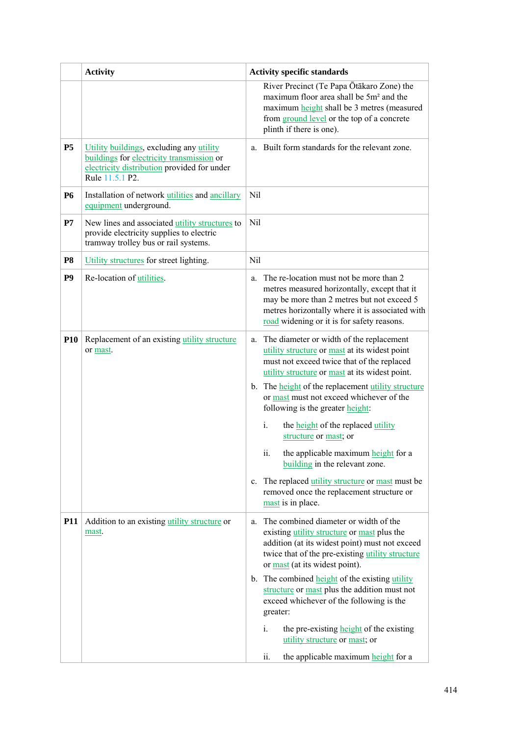| | Activity | Activity specific standards |
|---|---|---|
| | | River Precinct (Te Papa Ōtākaro Zone) the maximum floor area shall be 5m² and the maximum height shall be 3 metres (measured from ground level or the top of a concrete plinth if there is one). |
| **P5** | Utility buildings, excluding any utility buildings for electricity transmission or electricity distribution provided for under Rule 11.5.1 P2. | a. Built form standards for the relevant zone. |
| **P6** | Installation of network utilities and ancillary equipment underground. | Nil |
| **P7** | New lines and associated utility structures to provide electricity supplies to electric tramway trolley bus or rail systems. | Nil |
| **P8** | Utility structures for street lighting. | Nil |
| **P9** | Re-location of utilities. | a. The re-location must not be more than 2 metres measured horizontally, except that it may be more than 2 metres but not exceed 5 metres horizontally where it is associated with road widening or it is for safety reasons. |
| **P10** | Replacement of an existing utility structure or mast. | a. The diameter or width of the replacement utility structure or mast at its widest point must not exceed twice that of the replaced utility structure or mast at its widest point.<br>b. The height of the replacement utility structure or mast must not exceed whichever of the following is the greater height:<br>i. the height of the replaced utility structure or mast; or<br>ii. the applicable maximum height for a building in the relevant zone.<br>c. The replaced utility structure or mast must be removed once the replacement structure or mast is in place. |
| **P11** | Addition to an existing utility structure or mast. | a. The combined diameter or width of the existing utility structure or mast plus the addition (at its widest point) must not exceed twice that of the pre-existing utility structure or mast (at its widest point).<br>b. The combined height of the existing utility structure or mast plus the addition must not exceed whichever of the following is the greater:<br>i. the pre-existing height of the existing utility structure or mast; or<br>ii. the applicable maximum height for a |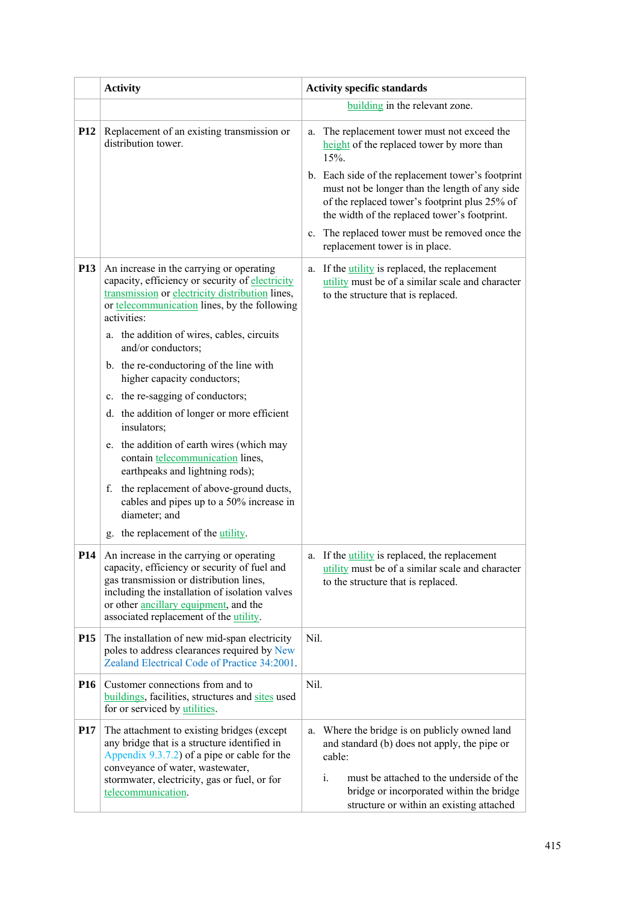| | Activity | Activity specific standards |
|---|---|---|
| | | building in the relevant zone. |
| P12 | Replacement of an existing transmission or distribution tower. | a. The replacement tower must not exceed the height of the replaced tower by more than 15%.<br><br>b. Each side of the replacement tower's footprint must not be longer than the length of any side of the replaced tower's footprint plus 25% of the width of the replaced tower's footprint.<br><br>c. The replaced tower must be removed once the replacement tower is in place. |
| P13 | An increase in the carrying or operating capacity, efficiency or security of electricity transmission or electricity distribution lines, or telecommunication lines, by the following activities:<br><br>a. the addition of wires, cables, circuits and/or conductors;<br><br>b. the re-conductoring of the line with higher capacity conductors;<br><br>c. the re-sagging of conductors;<br><br>d. the addition of longer or more efficient insulators;<br><br>e. the addition of earth wires (which may contain telecommunication lines, earthpeaks and lightning rods);<br><br>f. the replacement of above-ground ducts, cables and pipes up to a 50% increase in diameter; and<br><br>g. the replacement of the utility. | a. If the utility is replaced, the replacement utility must be of a similar scale and character to the structure that is replaced. |
| P14 | An increase in the carrying or operating capacity, efficiency or security of fuel and gas transmission or distribution lines, including the installation of isolation valves or other ancillary equipment, and the associated replacement of the utility. | a. If the utility is replaced, the replacement utility must be of a similar scale and character to the structure that is replaced. |
| P15 | The installation of new mid-span electricity poles to address clearances required by New Zealand Electrical Code of Practice 34:2001. | Nil. |
| P16 | Customer connections from and to buildings, facilities, structures and sites used for or serviced by utilities. | Nil. |
| P17 | The attachment to existing bridges (except any bridge that is a structure identified in Appendix 9.3.7.2) of a pipe or cable for the conveyance of water, wastewater, stormwater, electricity, gas or fuel, or for telecommunication. | a. Where the bridge is on publicly owned land and standard (b) does not apply, the pipe or cable:<br><br>i. must be attached to the underside of the bridge or incorporated within the bridge structure or within an existing attached |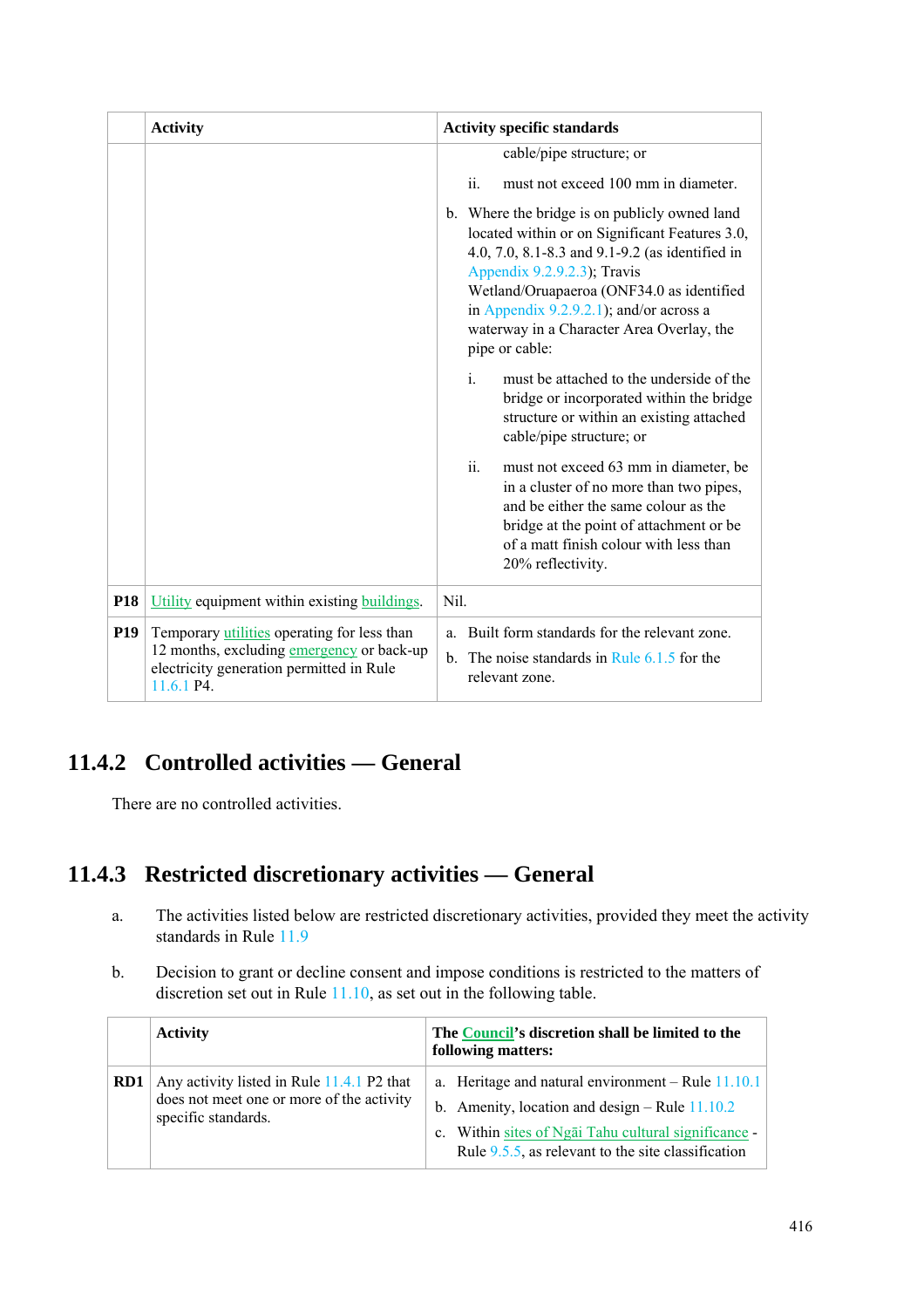| | Activity | Activity specific standards |
|---|---|---|
| | | cable/pipe structure; or<br><br>ii. must not exceed 100 mm in diameter.<br><br>b. Where the bridge is on publicly owned land located within or on Significant Features 3.0, 4.0, 7.0, 8.1-8.3 and 9.1-9.2 (as identified in Appendix 9.2.9.2.3); Travis Wetland/Oruapaeroa (ONF34.0 as identified in Appendix 9.2.9.2.1); and/or across a waterway in a Character Area Overlay, the pipe or cable:<br><br>i. must be attached to the underside of the bridge or incorporated within the bridge structure or within an existing attached cable/pipe structure; or<br><br>ii. must not exceed 63 mm in diameter, be in a cluster of no more than two pipes, and be either the same colour as the bridge at the point of attachment or be of a matt finish colour with less than 20% reflectivity. |
| **P18** | Utility equipment within existing buildings. | Nil. |
| **P19** | Temporary utilities operating for less than 12 months, excluding emergency or back-up electricity generation permitted in Rule 11.6.1 P4. | a. Built form standards for the relevant zone.<br><br>b. The noise standards in Rule 6.1.5 for the relevant zone. |

## 11.4.2 Controlled activities — General

There are no controlled activities.

## 11.4.3 Restricted discretionary activities — General

a. The activities listed below are restricted discretionary activities, provided they meet the activity standards in Rule 11.9

b. Decision to grant or decline consent and impose conditions is restricted to the matters of discretion set out in Rule 11.10, as set out in the following table.

| | Activity | The Council's discretion shall be limited to the following matters: |
|---|---|---|
| **RD1** | Any activity listed in Rule 11.4.1 P2 that does not meet one or more of the activity specific standards. | a. Heritage and natural environment – Rule 11.10.1<br><br>b. Amenity, location and design – Rule 11.10.2<br><br>c. Within sites of Ngāi Tahu cultural significance - Rule 9.5.5, as relevant to the site classification |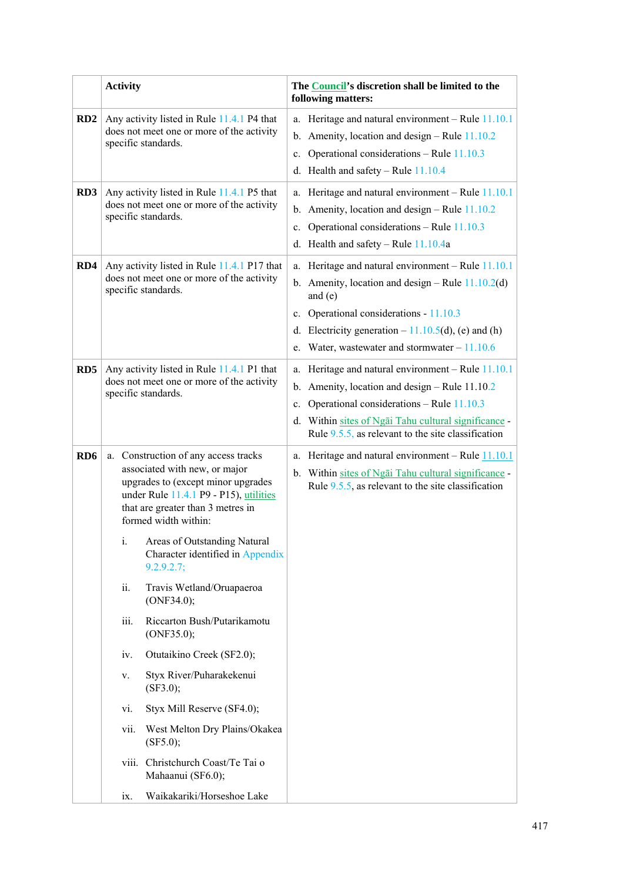|  | Activity | The Council's discretion shall be limited to the following matters: |
|---|---|---|
| **RD2** | Any activity listed in Rule 11.4.1 P4 that does not meet one or more of the activity specific standards. | a. Heritage and natural environment – Rule 11.10.1<br>b. Amenity, location and design – Rule 11.10.2<br>c. Operational considerations – Rule 11.10.3<br>d. Health and safety – Rule 11.10.4 |
| **RD3** | Any activity listed in Rule 11.4.1 P5 that does not meet one or more of the activity specific standards. | a. Heritage and natural environment – Rule 11.10.1<br>b. Amenity, location and design – Rule 11.10.2<br>c. Operational considerations – Rule 11.10.3<br>d. Health and safety – Rule 11.10.4a |
| **RD4** | Any activity listed in Rule 11.4.1 P17 that does not meet one or more of the activity specific standards. | a. Heritage and natural environment – Rule 11.10.1<br>b. Amenity, location and design – Rule 11.10.2(d) and (e)<br>c. Operational considerations - 11.10.3<br>d. Electricity generation – 11.10.5(d), (e) and (h)<br>e. Water, wastewater and stormwater – 11.10.6 |
| **RD5** | Any activity listed in Rule 11.4.1 P1 that does not meet one or more of the activity specific standards. | a. Heritage and natural environment – Rule 11.10.1<br>b. Amenity, location and design – Rule 11.10.2<br>c. Operational considerations – Rule 11.10.3<br>d. Within sites of Ngāi Tahu cultural significance - Rule 9.5.5, as relevant to the site classification |
| **RD6** | a. Construction of any access tracks associated with new, or major upgrades to (except minor upgrades under Rule 11.4.1 P9 - P15), utilities that are greater than 3 metres in formed width within:<br>i. Areas of Outstanding Natural Character identified in Appendix 9.2.9.2.7;<br>ii. Travis Wetland/Oruapaeroa (ONF34.0);<br>iii. Riccarton Bush/Putarikamotu (ONF35.0);<br>iv. Otutaikino Creek (SF2.0);<br>v. Styx River/Puharakekenui (SF3.0);<br>vi. Styx Mill Reserve (SF4.0);<br>vii. West Melton Dry Plains/Okakea (SF5.0);<br>viii. Christchurch Coast/Te Tai o Mahaanui (SF6.0);<br>ix. Waikakariki/Horseshoe Lake | a. Heritage and natural environment – Rule 11.10.1<br>b. Within sites of Ngāi Tahu cultural significance - Rule 9.5.5, as relevant to the site classification |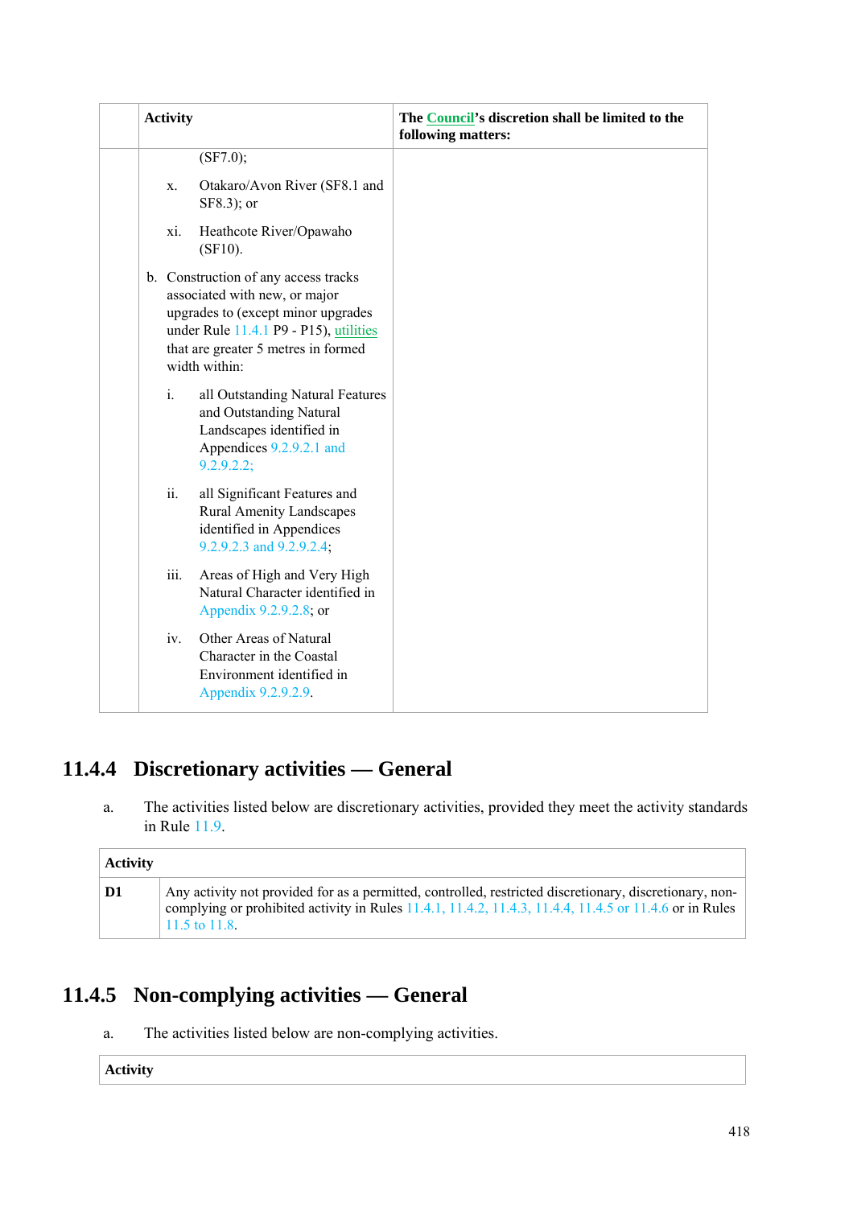| | Activity | The Council's discretion shall be limited to the following matters: |
|---|---|---|
| | (SF7.0);<br><br>x. Otakaro/Avon River (SF8.1 and SF8.3); or<br><br>xi. Heathcote River/Opawaho (SF10).<br><br>b. Construction of any access tracks associated with new, or major upgrades to (except minor upgrades under Rule 11.4.1 P9 - P15), utilities that are greater 5 metres in formed width within:<br><br>i. all Outstanding Natural Features and Outstanding Natural Landscapes identified in Appendices 9.2.9.2.1 and 9.2.9.2.2;<br><br>ii. all Significant Features and Rural Amenity Landscapes identified in Appendices 9.2.9.2.3 and 9.2.9.2.4;<br><br>iii. Areas of High and Very High Natural Character identified in Appendix 9.2.9.2.8; or<br><br>iv. Other Areas of Natural Character in the Coastal Environment identified in Appendix 9.2.9.2.9. | |

## 11.4.4 Discretionary activities — General

a. The activities listed below are discretionary activities, provided they meet the activity standards in Rule 11.9.

| Activity | |
|---|---|
| D1 | Any activity not provided for as a permitted, controlled, restricted discretionary, discretionary, non-complying or prohibited activity in Rules 11.4.1, 11.4.2, 11.4.3, 11.4.4, 11.4.5 or 11.4.6 or in Rules 11.5 to 11.8. |

## 11.4.5 Non-complying activities — General

a. The activities listed below are non-complying activities.

| Activity |
|---|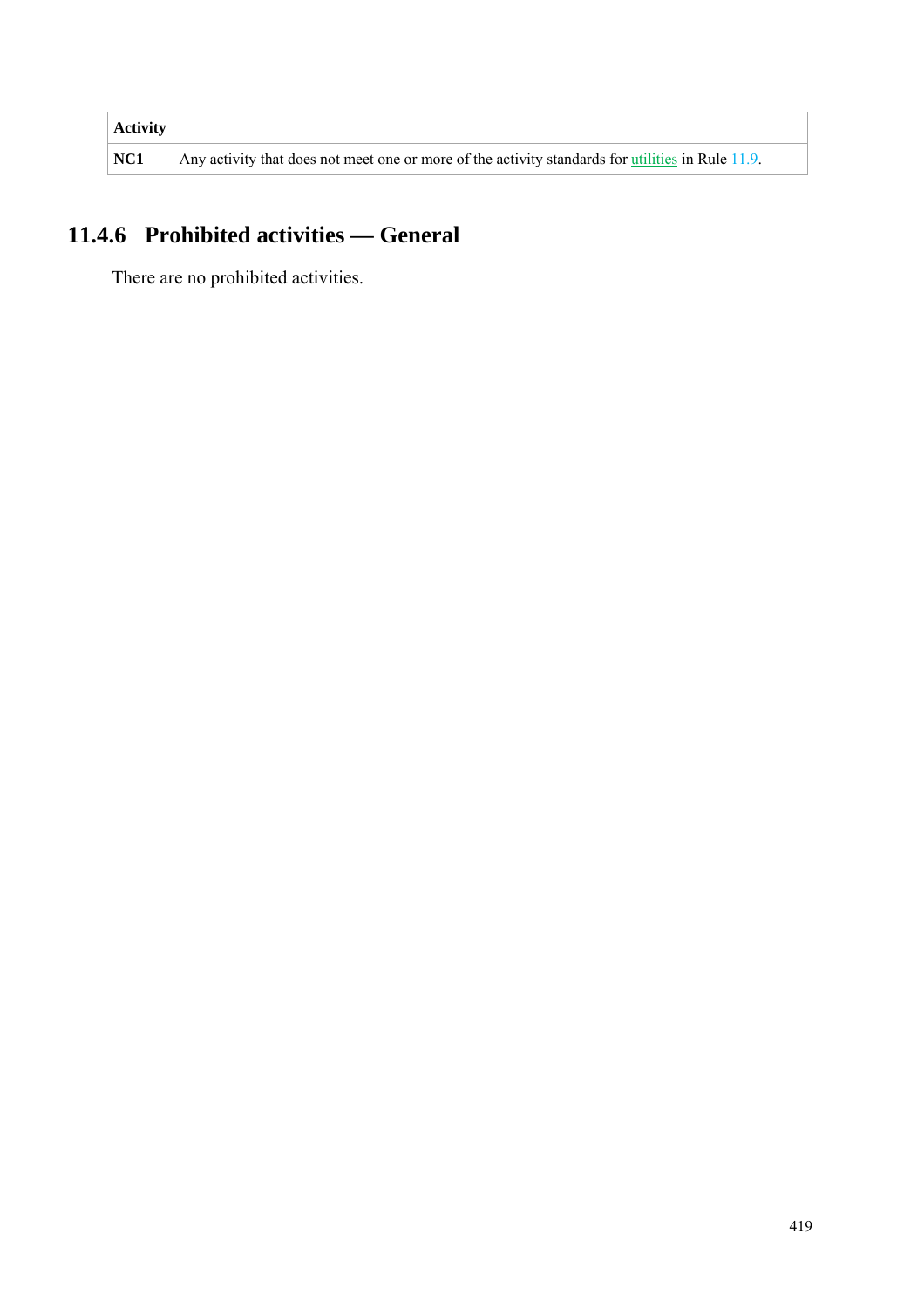| Activity | |
|---|---|
| **NC1** | Any activity that does not meet one or more of the activity standards for utilities in Rule 11.9. |

## 11.4.6 Prohibited activities — General

There are no prohibited activities.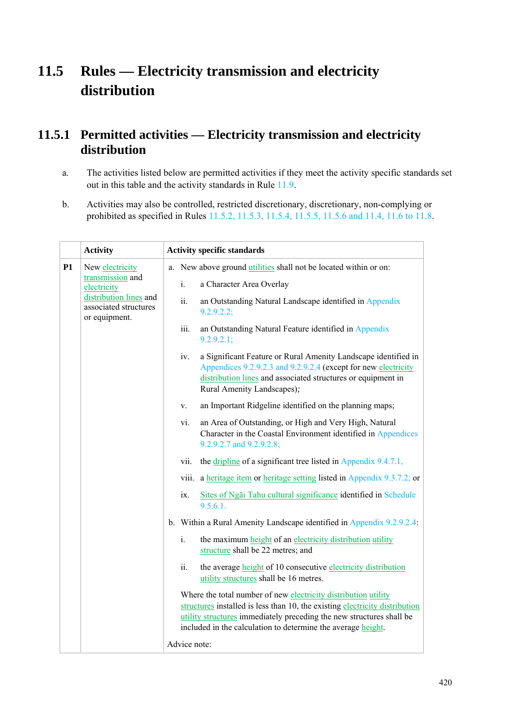# 11.5 Rules — Electricity transmission and electricity distribution

## 11.5.1 Permitted activities — Electricity transmission and electricity distribution

a. The activities listed below are permitted activities if they meet the activity specific standards set out in this table and the activity standards in Rule 11.9.

b. Activities may also be controlled, restricted discretionary, discretionary, non-complying or prohibited as specified in Rules 11.5.2, 11.5.3, 11.5.4, 11.5.5, 11.5.6 and 11.4, 11.6 to 11.8.

| | Activity | Activity specific standards |
|---|---|---|
| P1 | New electricity transmission and electricity distribution lines and associated structures or equipment. | a. New above ground utilities shall not be located within or on:<br><br>i. a Character Area Overlay<br><br>ii. an Outstanding Natural Landscape identified in Appendix 9.2.9.2.2;<br><br>iii. an Outstanding Natural Feature identified in Appendix 9.2.9.2.1;<br><br>iv. a Significant Feature or Rural Amenity Landscape identified in Appendices 9.2.9.2.3 and 9.2.9.2.4 (except for new electricity distribution lines and associated structures or equipment in Rural Amenity Landscapes);<br><br>v. an Important Ridgeline identified on the planning maps;<br><br>vi. an Area of Outstanding, or High and Very High, Natural Character in the Coastal Environment identified in Appendices 9.2.9.2.7 and 9.2.9.2.8;<br><br>vii. the dripline of a significant tree listed in Appendix 9.4.7.1,<br><br>viii. a heritage item or heritage setting listed in Appendix 9.3.7.2; or<br><br>ix. Sites of Ngāi Tahu cultural significance identified in Schedule 9.5.6.1.<br><br>b. Within a Rural Amenity Landscape identified in Appendix 9.2.9.2.4:<br><br>i. the maximum height of an electricity distribution utility structure shall be 22 metres; and<br><br>ii. the average height of 10 consecutive electricity distribution utility structures shall be 16 metres.<br><br>Where the total number of new electricity distribution utility structures installed is less than 10, the existing electricity distribution utility structures immediately preceding the new structures shall be included in the calculation to determine the average height.<br><br>Advice note: |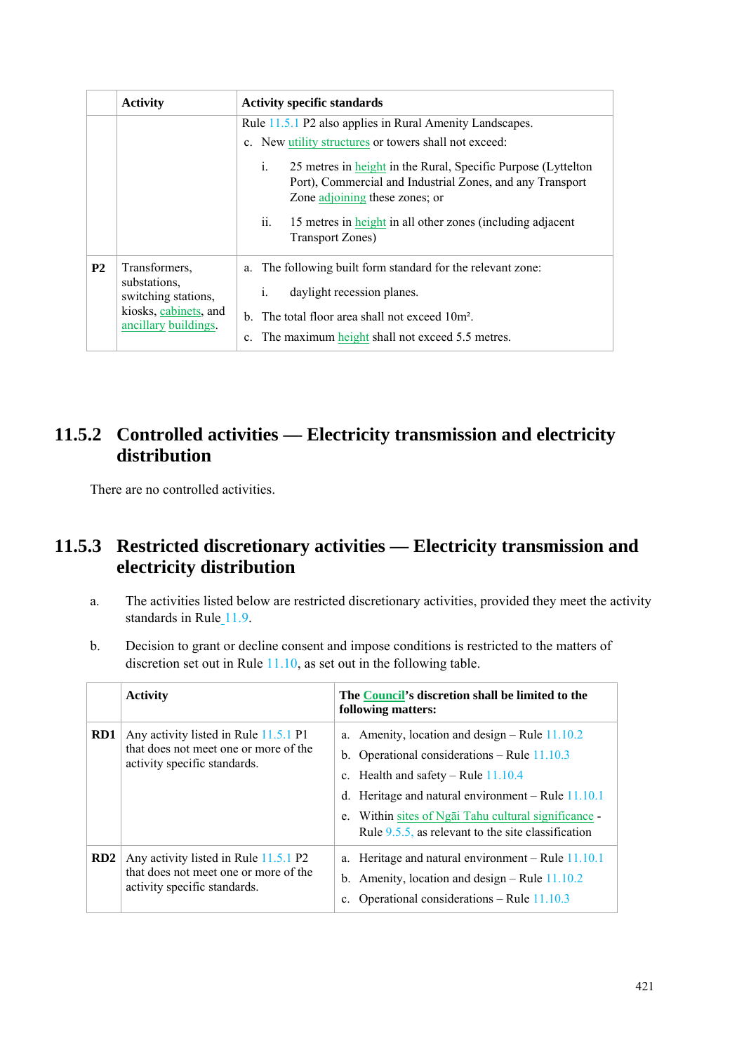|  | Activity | Activity specific standards |
|---|---|---|
|  |  | Rule 11.5.1 P2 also applies in Rural Amenity Landscapes.<br>c. New utility structures or towers shall not exceed:<br>i. 25 metres in height in the Rural, Specific Purpose (Lyttelton Port), Commercial and Industrial Zones, and any Transport Zone adjoining these zones; or<br>ii. 15 metres in height in all other zones (including adjacent Transport Zones) |
| **P2** | Transformers, substations, switching stations, kiosks, cabinets, and ancillary buildings. | a. The following built form standard for the relevant zone:<br>i. daylight recession planes.<br>b. The total floor area shall not exceed 10m².<br>c. The maximum height shall not exceed 5.5 metres. |

## 11.5.2 Controlled activities — Electricity transmission and electricity distribution

There are no controlled activities.

## 11.5.3 Restricted discretionary activities — Electricity transmission and electricity distribution

a. The activities listed below are restricted discretionary activities, provided they meet the activity standards in Rule 11.9.

b. Decision to grant or decline consent and impose conditions is restricted to the matters of discretion set out in Rule 11.10, as set out in the following table.

|  | Activity | The Council's discretion shall be limited to the following matters: |
|---|---|---|
| **RD1** | Any activity listed in Rule 11.5.1 P1 that does not meet one or more of the activity specific standards. | a. Amenity, location and design – Rule 11.10.2<br>b. Operational considerations – Rule 11.10.3<br>c. Health and safety – Rule 11.10.4<br>d. Heritage and natural environment – Rule 11.10.1<br>e. Within sites of Ngāi Tahu cultural significance - Rule 9.5.5, as relevant to the site classification |
| **RD2** | Any activity listed in Rule 11.5.1 P2 that does not meet one or more of the activity specific standards. | a. Heritage and natural environment – Rule 11.10.1<br>b. Amenity, location and design – Rule 11.10.2<br>c. Operational considerations – Rule 11.10.3 |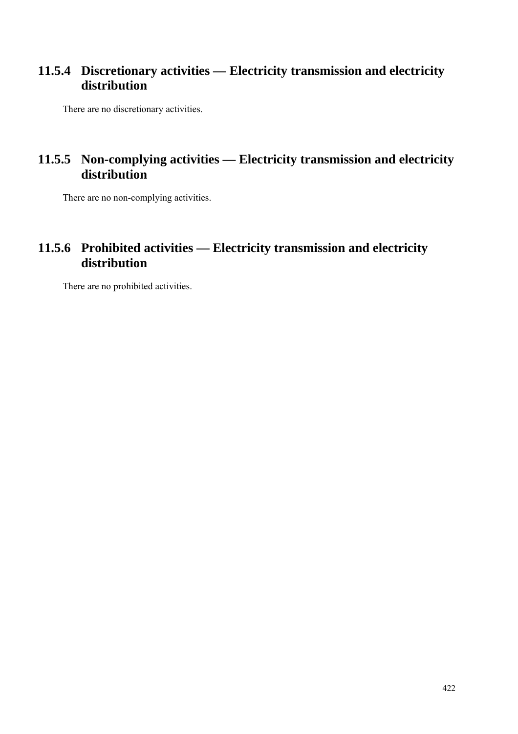### 11.5.4 Discretionary activities — Electricity transmission and electricity distribution

There are no discretionary activities.

### 11.5.5 Non-complying activities — Electricity transmission and electricity distribution

There are no non-complying activities.

### 11.5.6 Prohibited activities — Electricity transmission and electricity distribution

There are no prohibited activities.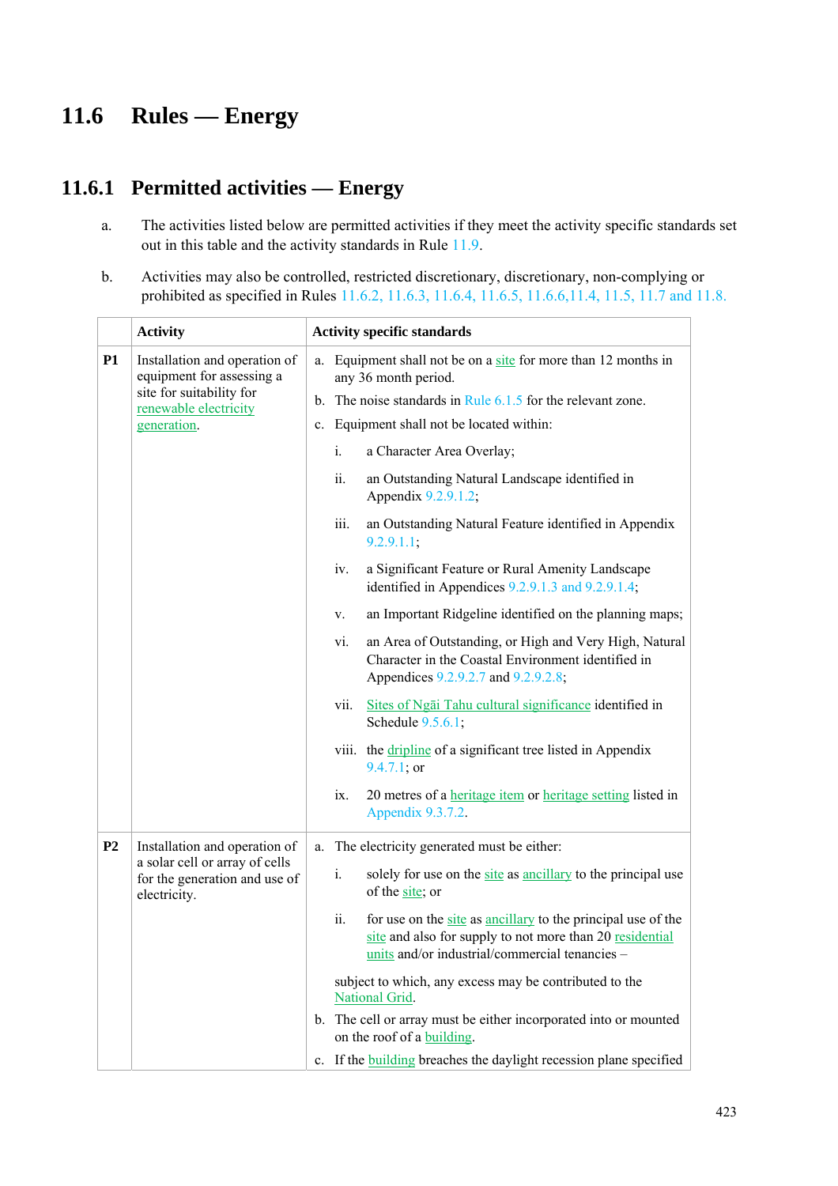# 11.6 Rules — Energy

## 11.6.1 Permitted activities — Energy

a. The activities listed below are permitted activities if they meet the activity specific standards set out in this table and the activity standards in Rule 11.9.

b. Activities may also be controlled, restricted discretionary, discretionary, non-complying or prohibited as specified in Rules 11.6.2, 11.6.3, 11.6.4, 11.6.5, 11.6.6,11.4, 11.5, 11.7 and 11.8.

| | Activity | Activity specific standards |
|---|---|---|
| **P1** | Installation and operation of equipment for assessing a site for suitability for renewable electricity generation. | a. Equipment shall not be on a site for more than 12 months in any 36 month period.<br>b. The noise standards in Rule 6.1.5 for the relevant zone.<br>c. Equipment shall not be located within:<br>i. a Character Area Overlay;<br>ii. an Outstanding Natural Landscape identified in Appendix 9.2.9.1.2;<br>iii. an Outstanding Natural Feature identified in Appendix 9.2.9.1.1;<br>iv. a Significant Feature or Rural Amenity Landscape identified in Appendices 9.2.9.1.3 and 9.2.9.1.4;<br>v. an Important Ridgeline identified on the planning maps;<br>vi. an Area of Outstanding, or High and Very High, Natural Character in the Coastal Environment identified in Appendices 9.2.9.2.7 and 9.2.9.2.8;<br>vii. Sites of Ngāi Tahu cultural significance identified in Schedule 9.5.6.1;<br>viii. the dripline of a significant tree listed in Appendix 9.4.7.1; or<br>ix. 20 metres of a heritage item or heritage setting listed in Appendix 9.3.7.2. |
| **P2** | Installation and operation of a solar cell or array of cells for the generation and use of electricity. | a. The electricity generated must be either:<br>i. solely for use on the site as ancillary to the principal use of the site; or<br>ii. for use on the site as ancillary to the principal use of the site and also for supply to not more than 20 residential units and/or industrial/commercial tenancies –<br>subject to which, any excess may be contributed to the National Grid.<br>b. The cell or array must be either incorporated into or mounted on the roof of a building.<br>c. If the building breaches the daylight recession plane specified |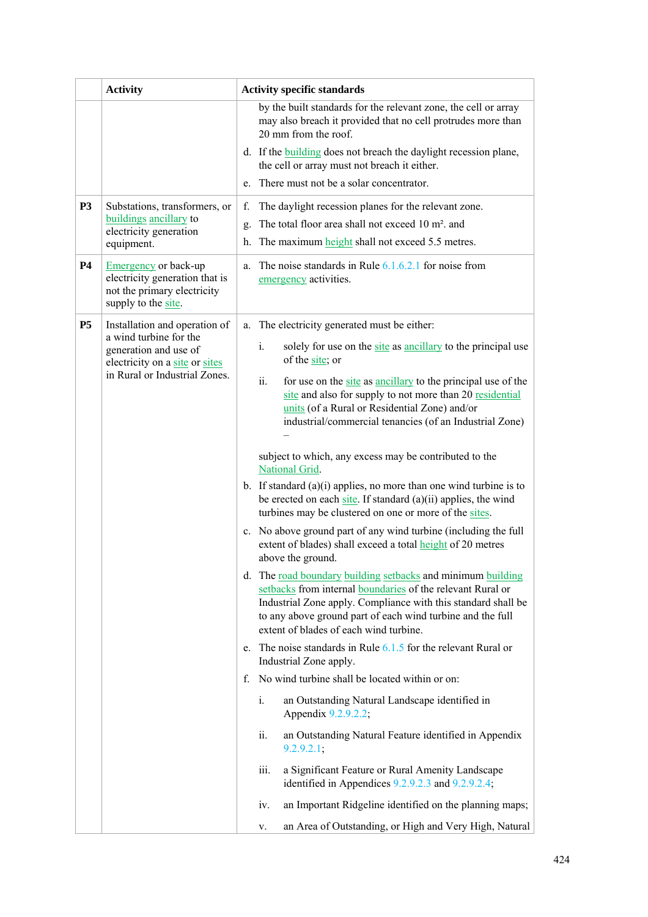| | Activity | Activity specific standards |
|---|---|---|
| | | by the built standards for the relevant zone, the cell or array may also breach it provided that no cell protrudes more than 20 mm from the roof.<br>d. If the building does not breach the daylight recession plane, the cell or array must not breach it either.<br>e. There must not be a solar concentrator. |
| **P3** | Substations, transformers, or buildings ancillary to electricity generation equipment. | f. The daylight recession planes for the relevant zone.<br>g. The total floor area shall not exceed 10 m². and<br>h. The maximum height shall not exceed 5.5 metres. |
| **P4** | Emergency or back-up electricity generation that is not the primary electricity supply to the site. | a. The noise standards in Rule 6.1.6.2.1 for noise from emergency activities. |
| **P5** | Installation and operation of a wind turbine for the generation and use of electricity on a site or sites in Rural or Industrial Zones. | a. The electricity generated must be either:<br>i. solely for use on the site as ancillary to the principal use of the site; or<br>ii. for use on the site as ancillary to the principal use of the site and also for supply to not more than 20 residential units (of a Rural or Residential Zone) and/or industrial/commercial tenancies (of an Industrial Zone) –<br>subject to which, any excess may be contributed to the National Grid.<br>b. If standard (a)(i) applies, no more than one wind turbine is to be erected on each site. If standard (a)(ii) applies, the wind turbines may be clustered on one or more of the sites.<br>c. No above ground part of any wind turbine (including the full extent of blades) shall exceed a total height of 20 metres above the ground.<br>d. The road boundary building setbacks and minimum building setbacks from internal boundaries of the relevant Rural or Industrial Zone apply. Compliance with this standard shall be to any above ground part of each wind turbine and the full extent of blades of each wind turbine.<br>e. The noise standards in Rule 6.1.5 for the relevant Rural or Industrial Zone apply.<br>f. No wind turbine shall be located within or on:<br>i. an Outstanding Natural Landscape identified in Appendix 9.2.9.2.2;<br>ii. an Outstanding Natural Feature identified in Appendix 9.2.9.2.1;<br>iii. a Significant Feature or Rural Amenity Landscape identified in Appendices 9.2.9.2.3 and 9.2.9.2.4;<br>iv. an Important Ridgeline identified on the planning maps;<br>v. an Area of Outstanding, or High and Very High, Natural |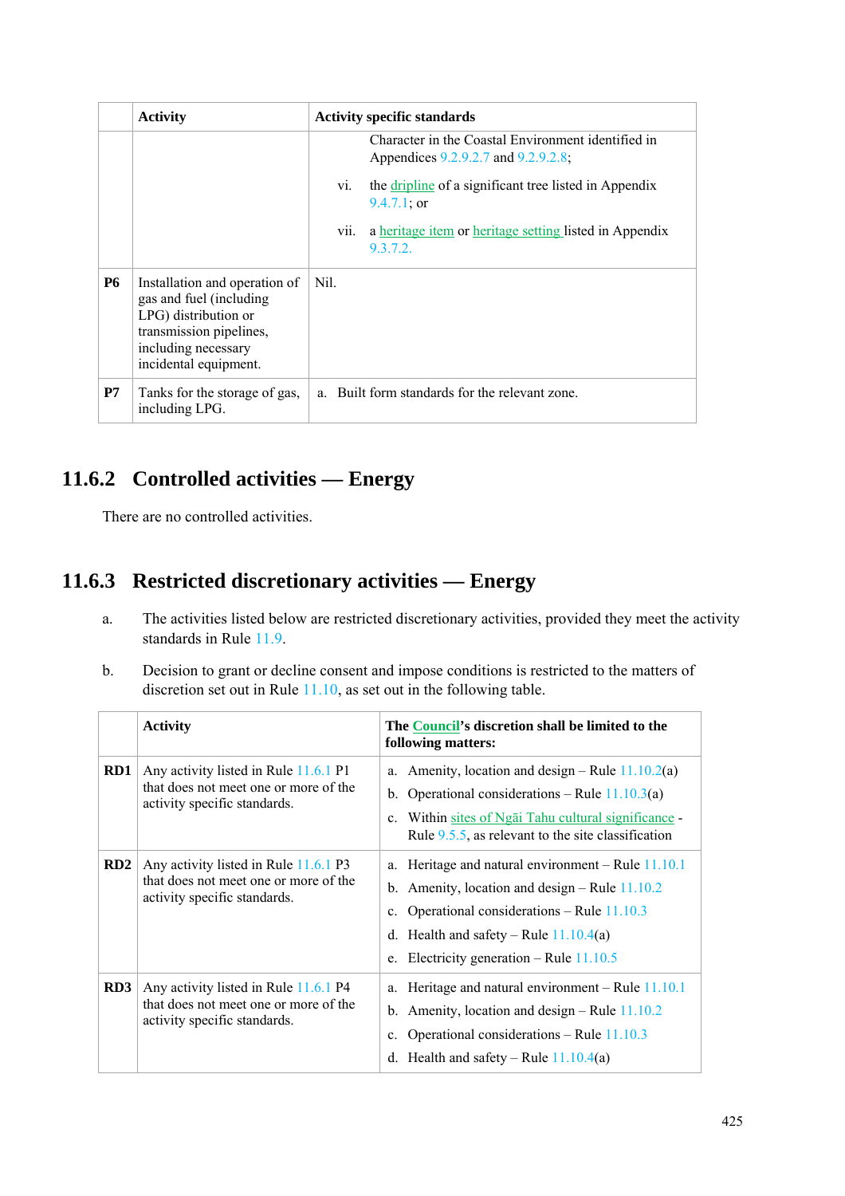| | Activity | Activity specific standards |
|---|---|---|
| | | Character in the Coastal Environment identified in Appendices 9.2.9.2.7 and 9.2.9.2.8;<br>vi. the dripline of a significant tree listed in Appendix 9.4.7.1; or<br>vii. a heritage item or heritage setting listed in Appendix 9.3.7.2. |
| **P6** | Installation and operation of gas and fuel (including LPG) distribution or transmission pipelines, including necessary incidental equipment. | Nil. |
| **P7** | Tanks for the storage of gas, including LPG. | a. Built form standards for the relevant zone. |

## 11.6.2 Controlled activities — Energy

There are no controlled activities.

## 11.6.3 Restricted discretionary activities — Energy

a. The activities listed below are restricted discretionary activities, provided they meet the activity standards in Rule 11.9.

b. Decision to grant or decline consent and impose conditions is restricted to the matters of discretion set out in Rule 11.10, as set out in the following table.

| | Activity | The Council's discretion shall be limited to the following matters: |
|---|---|---|
| **RD1** | Any activity listed in Rule 11.6.1 P1 that does not meet one or more of the activity specific standards. | a. Amenity, location and design – Rule 11.10.2(a)<br>b. Operational considerations – Rule 11.10.3(a)<br>c. Within sites of Ngāi Tahu cultural significance - Rule 9.5.5, as relevant to the site classification |
| **RD2** | Any activity listed in Rule 11.6.1 P3 that does not meet one or more of the activity specific standards. | a. Heritage and natural environment – Rule 11.10.1<br>b. Amenity, location and design – Rule 11.10.2<br>c. Operational considerations – Rule 11.10.3<br>d. Health and safety – Rule 11.10.4(a)<br>e. Electricity generation – Rule 11.10.5 |
| **RD3** | Any activity listed in Rule 11.6.1 P4 that does not meet one or more of the activity specific standards. | a. Heritage and natural environment – Rule 11.10.1<br>b. Amenity, location and design – Rule 11.10.2<br>c. Operational considerations – Rule 11.10.3<br>d. Health and safety – Rule 11.10.4(a) |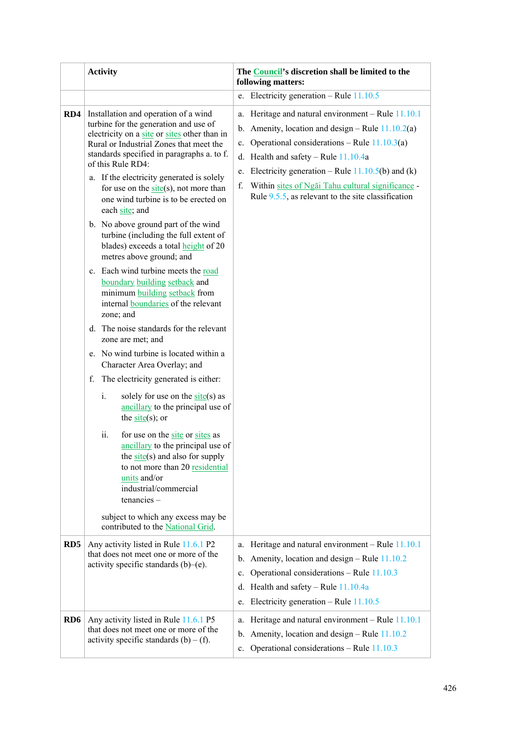| | Activity | The Council's discretion shall be limited to the following matters: |
|---|---|---|
| | | e. Electricity generation – Rule 11.10.5 |
| RD4 | Installation and operation of a wind turbine for the generation and use of electricity on a site or sites other than in Rural or Industrial Zones that meet the standards specified in paragraphs a. to f. of this Rule RD4:<br>a. If the electricity generated is solely for use on the site(s), not more than one wind turbine is to be erected on each site; and<br>b. No above ground part of the wind turbine (including the full extent of blades) exceeds a total height of 20 metres above ground; and<br>c. Each wind turbine meets the road boundary building setback and minimum building setback from internal boundaries of the relevant zone; and<br>d. The noise standards for the relevant zone are met; and<br>e. No wind turbine is located within a Character Area Overlay; and<br>f. The electricity generated is either:<br>i. solely for use on the site(s) as ancillary to the principal use of the site(s); or<br>ii. for use on the site or sites as ancillary to the principal use of the site(s) and also for supply to not more than 20 residential units and/or industrial/commercial tenancies –<br>subject to which any excess may be contributed to the National Grid. | a. Heritage and natural environment – Rule 11.10.1<br>b. Amenity, location and design – Rule 11.10.2(a)<br>c. Operational considerations – Rule 11.10.3(a)<br>d. Health and safety – Rule 11.10.4a<br>e. Electricity generation – Rule 11.10.5(b) and (k)<br>f. Within sites of Ngāi Tahu cultural significance - Rule 9.5.5, as relevant to the site classification |
| RD5 | Any activity listed in Rule 11.6.1 P2 that does not meet one or more of the activity specific standards (b)–(e). | a. Heritage and natural environment – Rule 11.10.1<br>b. Amenity, location and design – Rule 11.10.2<br>c. Operational considerations – Rule 11.10.3<br>d. Health and safety – Rule 11.10.4a<br>e. Electricity generation – Rule 11.10.5 |
| RD6 | Any activity listed in Rule 11.6.1 P5 that does not meet one or more of the activity specific standards (b) – (f). | a. Heritage and natural environment – Rule 11.10.1<br>b. Amenity, location and design – Rule 11.10.2<br>c. Operational considerations – Rule 11.10.3 |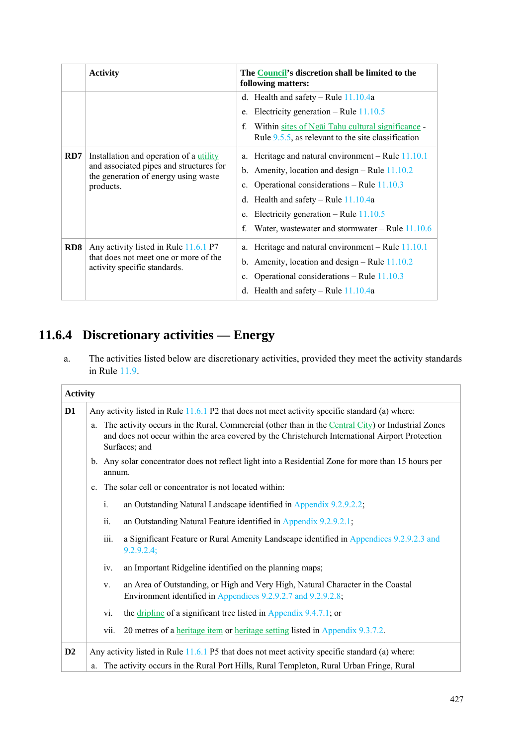| | Activity | The Council's discretion shall be limited to the following matters: |
|---|---|---|
| | | d. Health and safety – Rule 11.10.4a<br>e. Electricity generation – Rule 11.10.5<br>f. Within sites of Ngāi Tahu cultural significance - Rule 9.5.5, as relevant to the site classification |
| **RD7** | Installation and operation of a utility and associated pipes and structures for the generation of energy using waste products. | a. Heritage and natural environment – Rule 11.10.1<br>b. Amenity, location and design – Rule 11.10.2<br>c. Operational considerations – Rule 11.10.3<br>d. Health and safety – Rule 11.10.4a<br>e. Electricity generation – Rule 11.10.5<br>f. Water, wastewater and stormwater – Rule 11.10.6 |
| **RD8** | Any activity listed in Rule 11.6.1 P7 that does not meet one or more of the activity specific standards. | a. Heritage and natural environment – Rule 11.10.1<br>b. Amenity, location and design – Rule 11.10.2<br>c. Operational considerations – Rule 11.10.3<br>d. Health and safety – Rule 11.10.4a |

## 11.6.4 Discretionary activities — Energy

a. The activities listed below are discretionary activities, provided they meet the activity standards in Rule 11.9.

| | Activity |
|---|---|
| **D1** | Any activity listed in Rule 11.6.1 P2 that does not meet activity specific standard (a) where:<br>a. The activity occurs in the Rural, Commercial (other than in the Central City) or Industrial Zones and does not occur within the area covered by the Christchurch International Airport Protection Surfaces; and<br>b. Any solar concentrator does not reflect light into a Residential Zone for more than 15 hours per annum.<br>c. The solar cell or concentrator is not located within:<br>i. an Outstanding Natural Landscape identified in Appendix 9.2.9.2.2;<br>ii. an Outstanding Natural Feature identified in Appendix 9.2.9.2.1;<br>iii. a Significant Feature or Rural Amenity Landscape identified in Appendices 9.2.9.2.3 and 9.2.9.2.4;<br>iv. an Important Ridgeline identified on the planning maps;<br>v. an Area of Outstanding, or High and Very High, Natural Character in the Coastal Environment identified in Appendices 9.2.9.2.7 and 9.2.9.2.8;<br>vi. the dripline of a significant tree listed in Appendix 9.4.7.1; or<br>vii. 20 metres of a heritage item or heritage setting listed in Appendix 9.3.7.2. |
| **D2** | Any activity listed in Rule 11.6.1 P5 that does not meet activity specific standard (a) where:<br>a. The activity occurs in the Rural Port Hills, Rural Templeton, Rural Urban Fringe, Rural |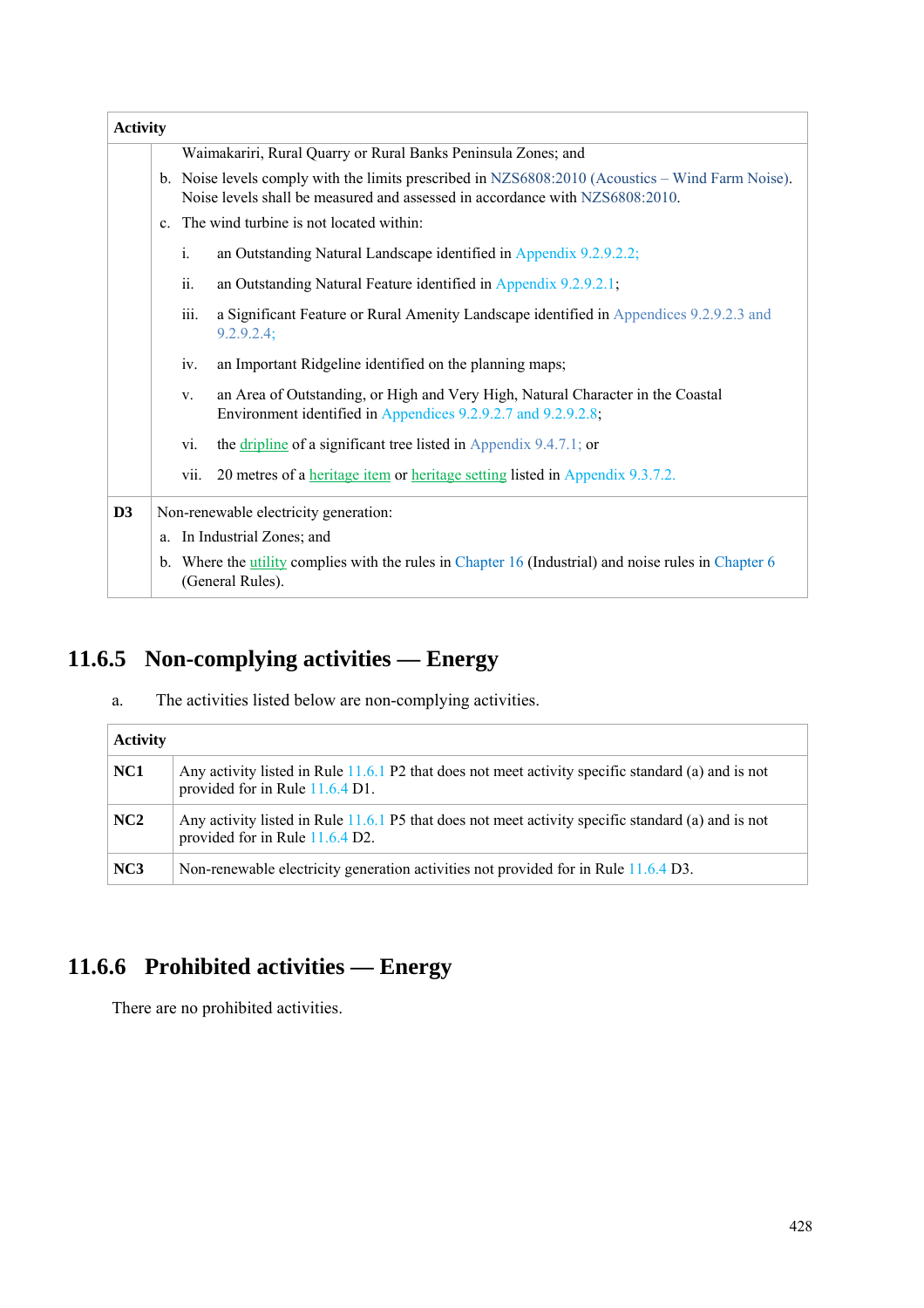| Activity | |
|---|---|
| | Waimakariri, Rural Quarry or Rural Banks Peninsula Zones; and<br>b. Noise levels comply with the limits prescribed in NZS6808:2010 (Acoustics – Wind Farm Noise). Noise levels shall be measured and assessed in accordance with NZS6808:2010.<br>c. The wind turbine is not located within:<br>i. an Outstanding Natural Landscape identified in Appendix 9.2.9.2.2;<br>ii. an Outstanding Natural Feature identified in Appendix 9.2.9.2.1;<br>iii. a Significant Feature or Rural Amenity Landscape identified in Appendices 9.2.9.2.3 and 9.2.9.2.4;<br>iv. an Important Ridgeline identified on the planning maps;<br>v. an Area of Outstanding, or High and Very High, Natural Character in the Coastal Environment identified in Appendices 9.2.9.2.7 and 9.2.9.2.8;<br>vi. the dripline of a significant tree listed in Appendix 9.4.7.1; or<br>vii. 20 metres of a heritage item or heritage setting listed in Appendix 9.3.7.2. |
| **D3** | Non-renewable electricity generation:<br>a. In Industrial Zones; and<br>b. Where the utility complies with the rules in Chapter 16 (Industrial) and noise rules in Chapter 6 (General Rules). |

## 11.6.5 Non-complying activities — Energy

a. The activities listed below are non-complying activities.

| Activity | |
|---|---|
| **NC1** | Any activity listed in Rule 11.6.1 P2 that does not meet activity specific standard (a) and is not provided for in Rule 11.6.4 D1. |
| **NC2** | Any activity listed in Rule 11.6.1 P5 that does not meet activity specific standard (a) and is not provided for in Rule 11.6.4 D2. |
| **NC3** | Non-renewable electricity generation activities not provided for in Rule 11.6.4 D3. |

## 11.6.6 Prohibited activities — Energy

There are no prohibited activities.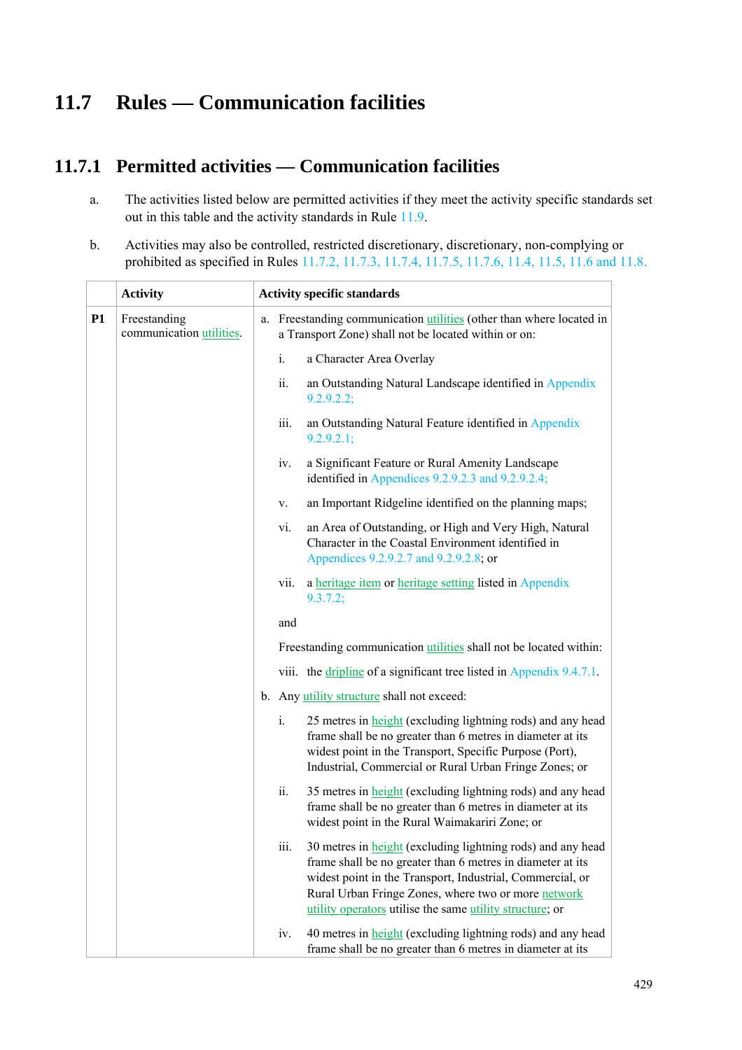# 11.7 Rules — Communication facilities

## 11.7.1 Permitted activities — Communication facilities

a. The activities listed below are permitted activities if they meet the activity specific standards set out in this table and the activity standards in Rule 11.9.

b. Activities may also be controlled, restricted discretionary, discretionary, non-complying or prohibited as specified in Rules 11.7.2, 11.7.3, 11.7.4, 11.7.5, 11.7.6, 11.4, 11.5, 11.6 and 11.8.

| | Activity | Activity specific standards |
|---|---|---|
| **P1** | Freestanding communication utilities. | a. Freestanding communication utilities (other than where located in a Transport Zone) shall not be located within or on:<br><br>i. a Character Area Overlay<br><br>ii. an Outstanding Natural Landscape identified in Appendix 9.2.9.2.2;<br><br>iii. an Outstanding Natural Feature identified in Appendix 9.2.9.2.1;<br><br>iv. a Significant Feature or Rural Amenity Landscape identified in Appendices 9.2.9.2.3 and 9.2.9.2.4;<br><br>v. an Important Ridgeline identified on the planning maps;<br><br>vi. an Area of Outstanding, or High and Very High, Natural Character in the Coastal Environment identified in Appendices 9.2.9.2.7 and 9.2.9.2.8; or<br><br>vii. a heritage item or heritage setting listed in Appendix 9.3.7.2;<br><br>and<br><br>Freestanding communication utilities shall not be located within:<br><br>viii. the dripline of a significant tree listed in Appendix 9.4.7.1.<br><br>b. Any utility structure shall not exceed:<br><br>i. 25 metres in height (excluding lightning rods) and any head frame shall be no greater than 6 metres in diameter at its widest point in the Transport, Specific Purpose (Port), Industrial, Commercial or Rural Urban Fringe Zones; or<br><br>ii. 35 metres in height (excluding lightning rods) and any head frame shall be no greater than 6 metres in diameter at its widest point in the Rural Waimakariri Zone; or<br><br>iii. 30 metres in height (excluding lightning rods) and any head frame shall be no greater than 6 metres in diameter at its widest point in the Transport, Industrial, Commercial, or Rural Urban Fringe Zones, where two or more network utility operators utilise the same utility structure; or<br><br>iv. 40 metres in height (excluding lightning rods) and any head frame shall be no greater than 6 metres in diameter at its |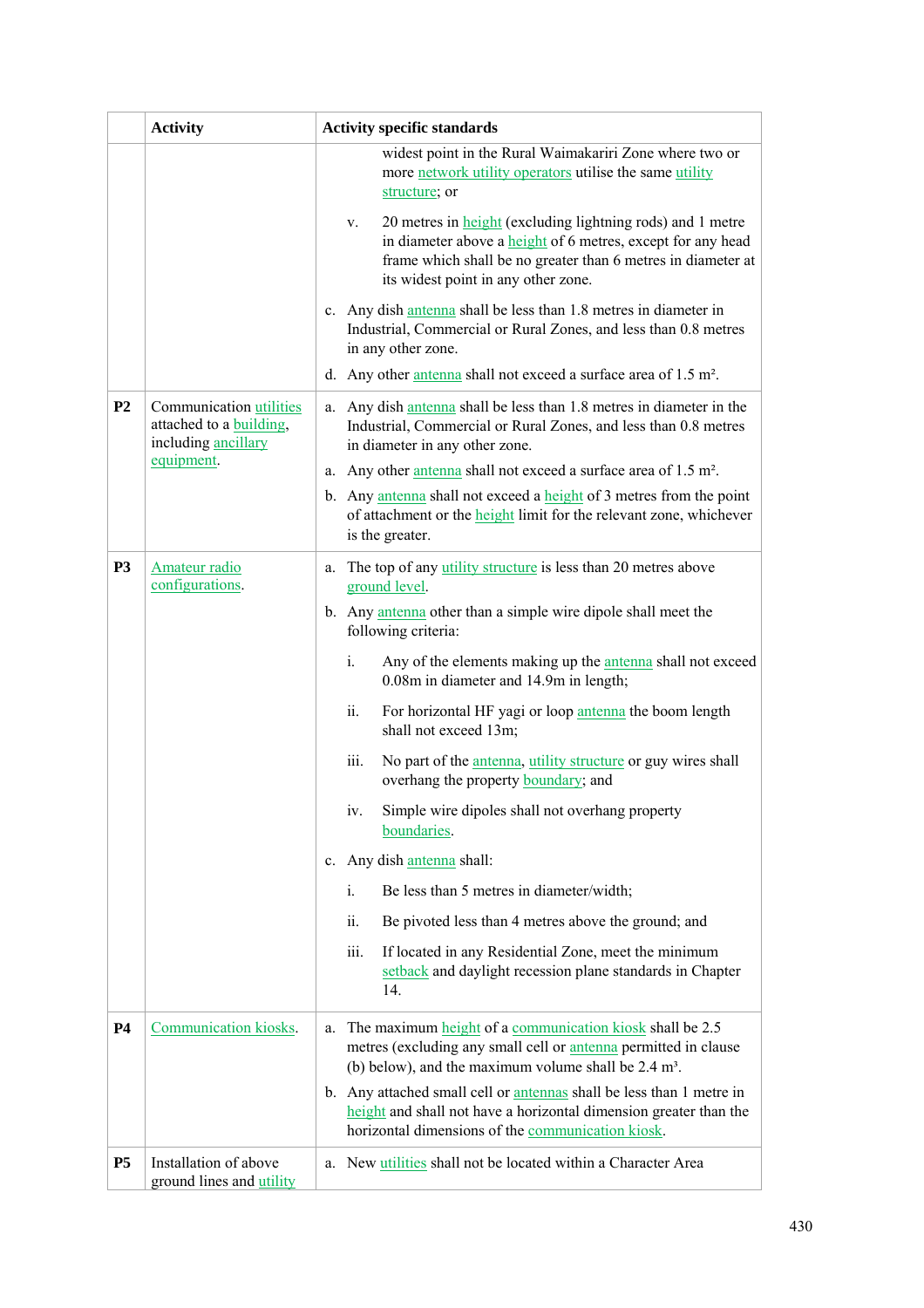| | Activity | Activity specific standards |
|---|---|---|
| | | widest point in the Rural Waimakariri Zone where two or more network utility operators utilise the same utility structure; or<br><br>v. 20 metres in height (excluding lightning rods) and 1 metre in diameter above a height of 6 metres, except for any head frame which shall be no greater than 6 metres in diameter at its widest point in any other zone.<br><br>c. Any dish antenna shall be less than 1.8 metres in diameter in Industrial, Commercial or Rural Zones, and less than 0.8 metres in any other zone.<br><br>d. Any other antenna shall not exceed a surface area of 1.5 m². |
| **P2** | Communication utilities attached to a building, including ancillary equipment. | a. Any dish antenna shall be less than 1.8 metres in diameter in the Industrial, Commercial or Rural Zones, and less than 0.8 metres in diameter in any other zone.<br><br>a. Any other antenna shall not exceed a surface area of 1.5 m².<br><br>b. Any antenna shall not exceed a height of 3 metres from the point of attachment or the height limit for the relevant zone, whichever is the greater. |
| **P3** | Amateur radio configurations. | a. The top of any utility structure is less than 20 metres above ground level.<br><br>b. Any antenna other than a simple wire dipole shall meet the following criteria:<br><br>i. Any of the elements making up the antenna shall not exceed 0.08m in diameter and 14.9m in length;<br><br>ii. For horizontal HF yagi or loop antenna the boom length shall not exceed 13m;<br><br>iii. No part of the antenna, utility structure or guy wires shall overhang the property boundary; and<br><br>iv. Simple wire dipoles shall not overhang property boundaries.<br><br>c. Any dish antenna shall:<br><br>i. Be less than 5 metres in diameter/width;<br><br>ii. Be pivoted less than 4 metres above the ground; and<br><br>iii. If located in any Residential Zone, meet the minimum setback and daylight recession plane standards in Chapter 14. |
| **P4** | Communication kiosks. | a. The maximum height of a communication kiosk shall be 2.5 metres (excluding any small cell or antenna permitted in clause (b) below), and the maximum volume shall be 2.4 m³.<br><br>b. Any attached small cell or antennas shall be less than 1 metre in height and shall not have a horizontal dimension greater than the horizontal dimensions of the communication kiosk. |
| **P5** | Installation of above ground lines and utility | a. New utilities shall not be located within a Character Area |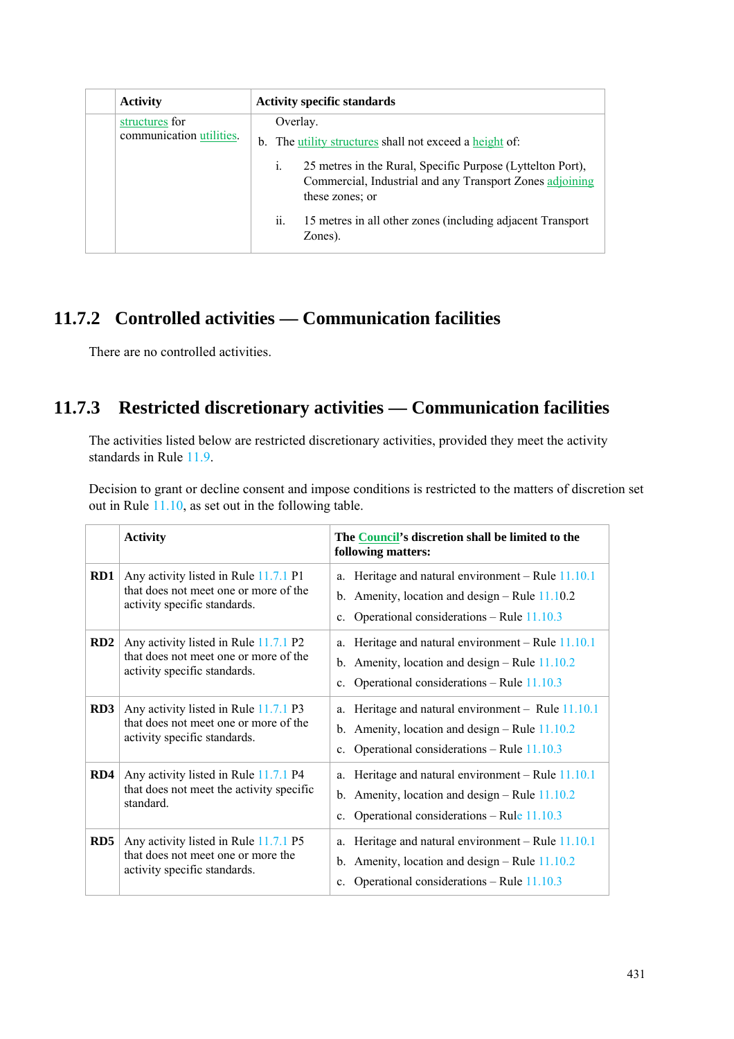| | Activity | Activity specific standards |
|---|---|---|
| | structures for communication utilities. | Overlay.<br>b. The utility structures shall not exceed a height of:<br>i. 25 metres in the Rural, Specific Purpose (Lyttelton Port), Commercial, Industrial and any Transport Zones adjoining these zones; or<br>ii. 15 metres in all other zones (including adjacent Transport Zones). |

## 11.7.2 Controlled activities — Communication facilities

There are no controlled activities.

## 11.7.3 Restricted discretionary activities — Communication facilities

The activities listed below are restricted discretionary activities, provided they meet the activity standards in Rule 11.9.

Decision to grant or decline consent and impose conditions is restricted to the matters of discretion set out in Rule 11.10, as set out in the following table.

| | Activity | The Council's discretion shall be limited to the following matters: |
|---|---|---|
| **RD1** | Any activity listed in Rule 11.7.1 P1 that does not meet one or more of the activity specific standards. | a. Heritage and natural environment – Rule 11.10.1<br>b. Amenity, location and design – Rule 11.10.2<br>c. Operational considerations – Rule 11.10.3 |
| **RD2** | Any activity listed in Rule 11.7.1 P2 that does not meet one or more of the activity specific standards. | a. Heritage and natural environment – Rule 11.10.1<br>b. Amenity, location and design – Rule 11.10.2<br>c. Operational considerations – Rule 11.10.3 |
| **RD3** | Any activity listed in Rule 11.7.1 P3 that does not meet one or more of the activity specific standards. | a. Heritage and natural environment – Rule 11.10.1<br>b. Amenity, location and design – Rule 11.10.2<br>c. Operational considerations – Rule 11.10.3 |
| **RD4** | Any activity listed in Rule 11.7.1 P4 that does not meet the activity specific standard. | a. Heritage and natural environment – Rule 11.10.1<br>b. Amenity, location and design – Rule 11.10.2<br>c. Operational considerations – Rule 11.10.3 |
| **RD5** | Any activity listed in Rule 11.7.1 P5 that does not meet one or more the activity specific standards. | a. Heritage and natural environment – Rule 11.10.1<br>b. Amenity, location and design – Rule 11.10.2<br>c. Operational considerations – Rule 11.10.3 |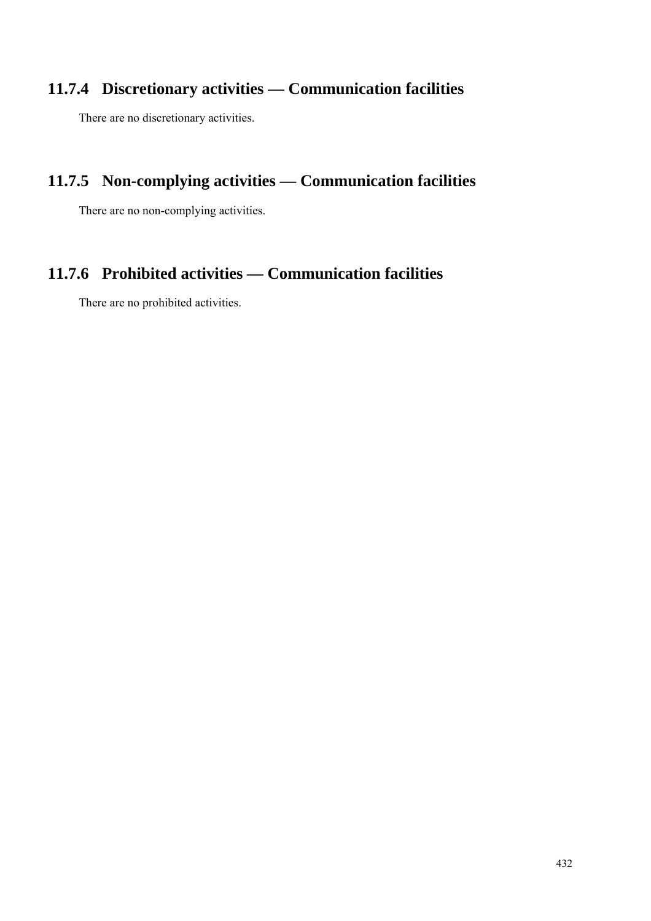### 11.7.4 Discretionary activities — Communication facilities

There are no discretionary activities.

### 11.7.5 Non-complying activities — Communication facilities

There are no non-complying activities.

### 11.7.6 Prohibited activities — Communication facilities

There are no prohibited activities.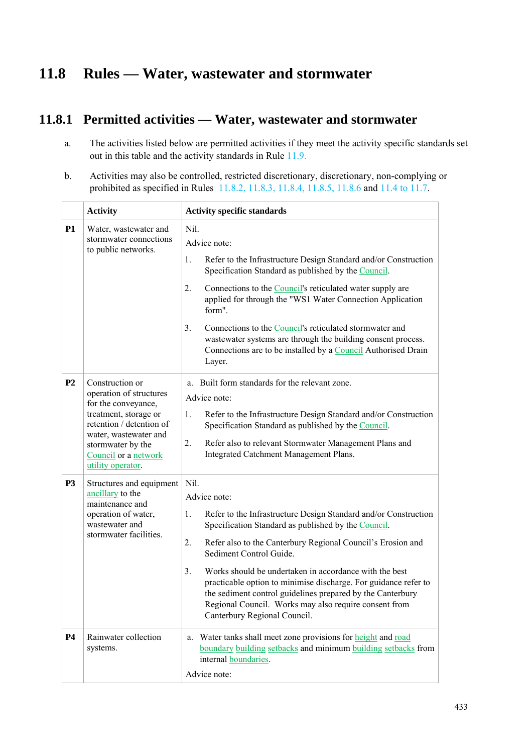## 11.8 Rules — Water, wastewater and stormwater

### 11.8.1 Permitted activities — Water, wastewater and stormwater

a. The activities listed below are permitted activities if they meet the activity specific standards set out in this table and the activity standards in Rule 11.9.

b. Activities may also be controlled, restricted discretionary, discretionary, non-complying or prohibited as specified in Rules 11.8.2, 11.8.3, 11.8.4, 11.8.5, 11.8.6 and 11.4 to 11.7.

| | Activity | Activity specific standards |
|---|---|---|
| **P1** | Water, wastewater and stormwater connections to public networks. | Nil.<br>Advice note:<br>1. Refer to the Infrastructure Design Standard and/or Construction Specification Standard as published by the Council.<br>2. Connections to the Council's reticulated water supply are applied for through the "WS1 Water Connection Application form".<br>3. Connections to the Council's reticulated stormwater and wastewater systems are through the building consent process. Connections are to be installed by a Council Authorised Drain Layer. |
| **P2** | Construction or operation of structures for the conveyance, treatment, storage or retention / detention of water, wastewater and stormwater by the Council or a network utility operator. | a. Built form standards for the relevant zone.<br>Advice note:<br>1. Refer to the Infrastructure Design Standard and/or Construction Specification Standard as published by the Council.<br>2. Refer also to relevant Stormwater Management Plans and Integrated Catchment Management Plans. |
| **P3** | Structures and equipment ancillary to the maintenance and operation of water, wastewater and stormwater facilities. | Nil.<br>Advice note:<br>1. Refer to the Infrastructure Design Standard and/or Construction Specification Standard as published by the Council.<br>2. Refer also to the Canterbury Regional Council's Erosion and Sediment Control Guide.<br>3. Works should be undertaken in accordance with the best practicable option to minimise discharge. For guidance refer to the sediment control guidelines prepared by the Canterbury Regional Council. Works may also require consent from Canterbury Regional Council. |
| **P4** | Rainwater collection systems. | a. Water tanks shall meet zone provisions for height and road boundary building setbacks and minimum building setbacks from internal boundaries.<br>Advice note: |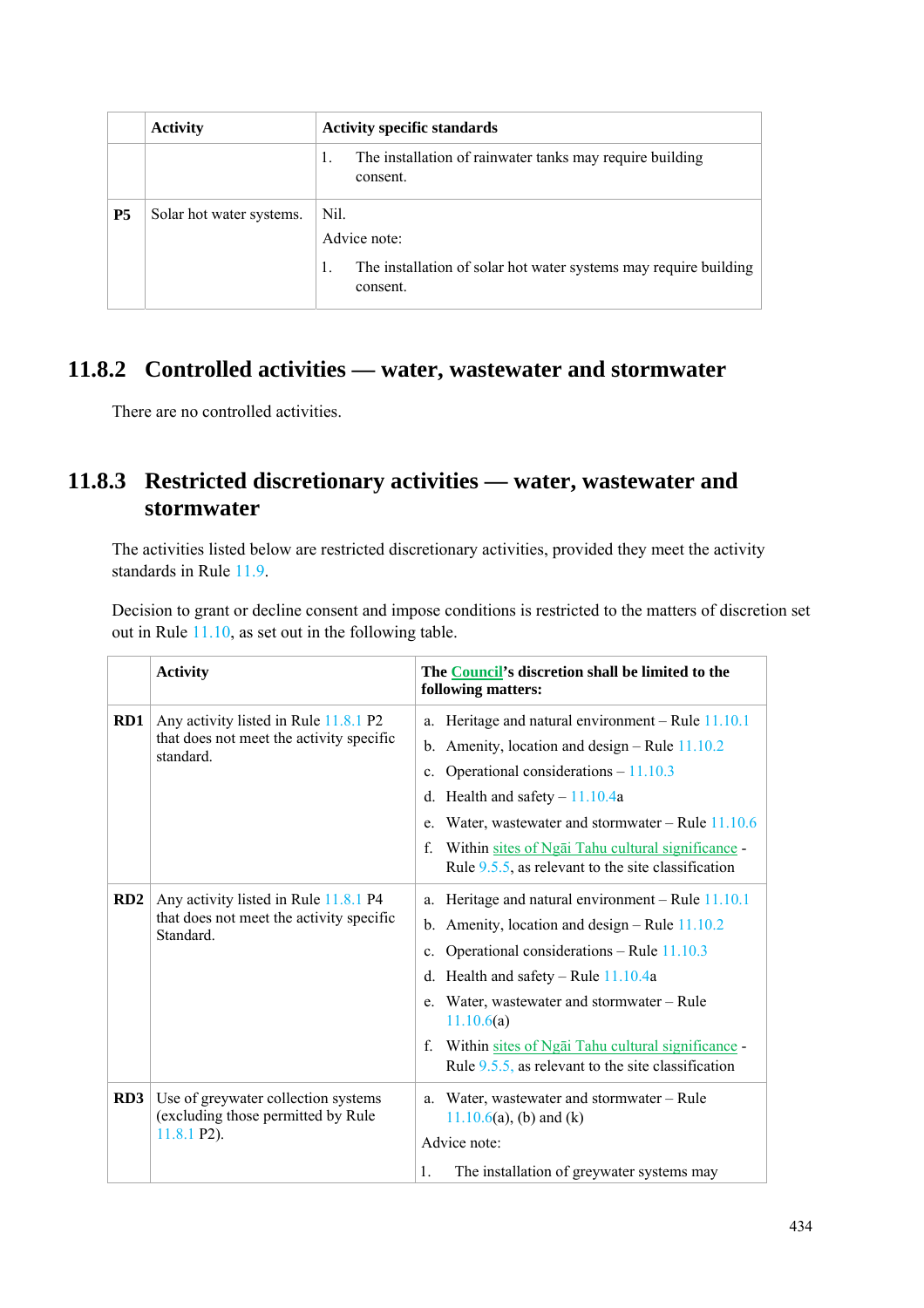|  | Activity | Activity specific standards |
|---|---|---|
|  |  | 1. The installation of rainwater tanks may require building consent. |
| **P5** | Solar hot water systems. | Nil.<br>Advice note:<br>1. The installation of solar hot water systems may require building consent. |

## 11.8.2 Controlled activities — water, wastewater and stormwater

There are no controlled activities.

## 11.8.3 Restricted discretionary activities — water, wastewater and stormwater

The activities listed below are restricted discretionary activities, provided they meet the activity standards in Rule 11.9.

Decision to grant or decline consent and impose conditions is restricted to the matters of discretion set out in Rule 11.10, as set out in the following table.

|  | Activity | The Council's discretion shall be limited to the following matters: |
|---|---|---|
| **RD1** | Any activity listed in Rule 11.8.1 P2 that does not meet the activity specific standard. | a. Heritage and natural environment – Rule 11.10.1<br>b. Amenity, location and design – Rule 11.10.2<br>c. Operational considerations – 11.10.3<br>d. Health and safety – 11.10.4a<br>e. Water, wastewater and stormwater – Rule 11.10.6<br>f. Within sites of Ngāi Tahu cultural significance - Rule 9.5.5, as relevant to the site classification |
| **RD2** | Any activity listed in Rule 11.8.1 P4 that does not meet the activity specific Standard. | a. Heritage and natural environment – Rule 11.10.1<br>b. Amenity, location and design – Rule 11.10.2<br>c. Operational considerations – Rule 11.10.3<br>d. Health and safety – Rule 11.10.4a<br>e. Water, wastewater and stormwater – Rule 11.10.6(a)<br>f. Within sites of Ngāi Tahu cultural significance - Rule 9.5.5, as relevant to the site classification |
| **RD3** | Use of greywater collection systems (excluding those permitted by Rule 11.8.1 P2). | a. Water, wastewater and stormwater – Rule 11.10.6(a), (b) and (k)<br>Advice note:<br>1. The installation of greywater systems may |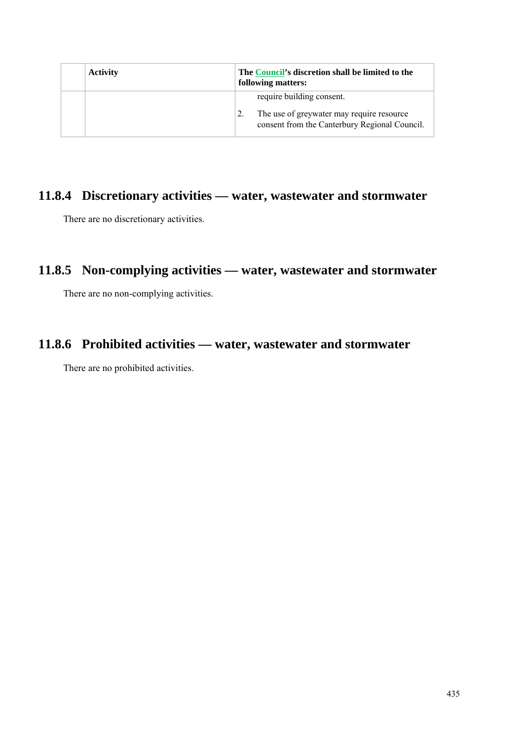|  | Activity | The Council's discretion shall be limited to the following matters: |
|---|---|---|
|  |  | require building consent.<br>2. The use of greywater may require resource consent from the Canterbury Regional Council. |

## 11.8.4 Discretionary activities — water, wastewater and stormwater

There are no discretionary activities.

## 11.8.5 Non-complying activities — water, wastewater and stormwater

There are no non-complying activities.

## 11.8.6 Prohibited activities — water, wastewater and stormwater

There are no prohibited activities.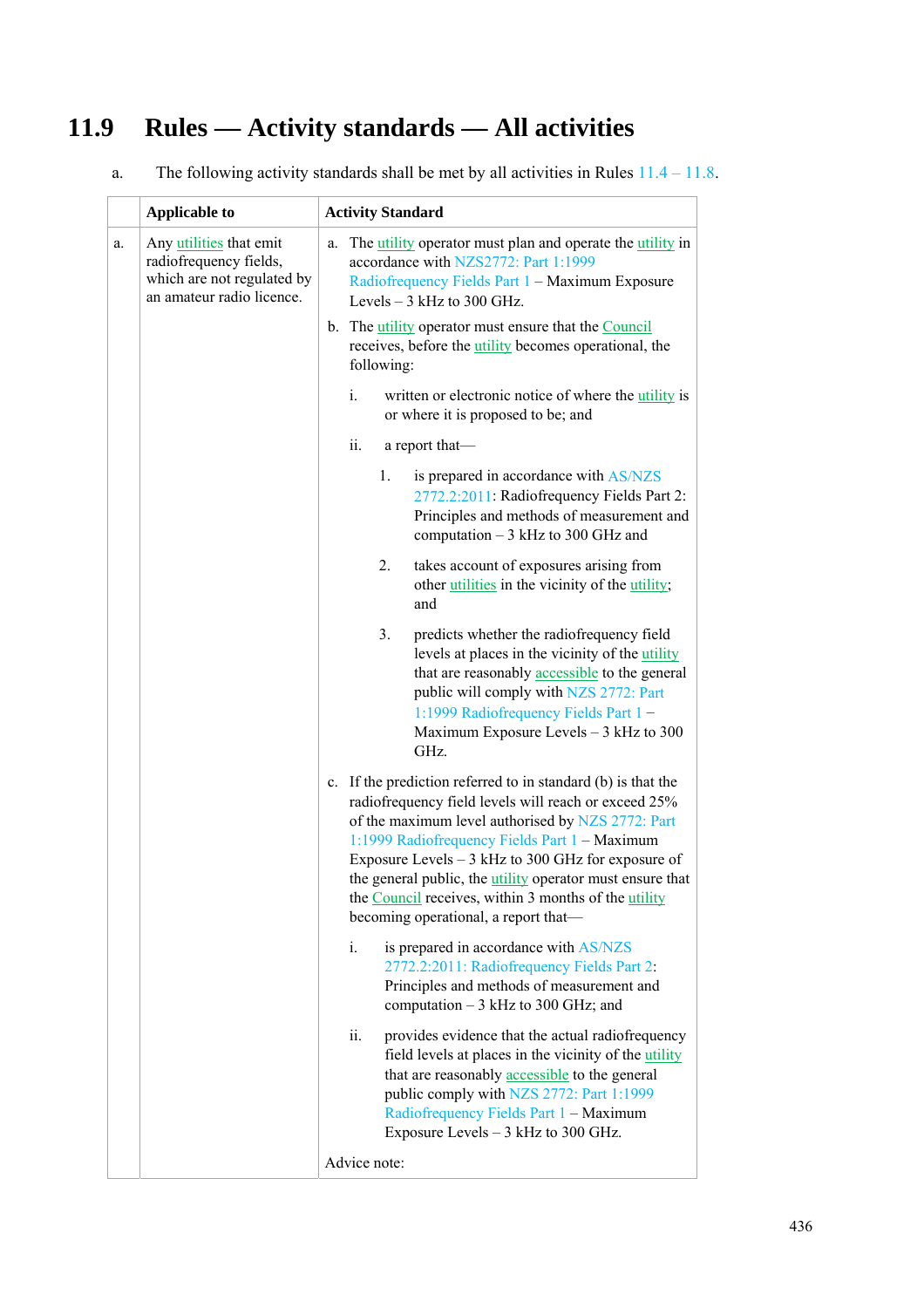# 11.9 Rules — Activity standards — All activities

a. The following activity standards shall be met by all activities in Rules 11.4 – 11.8.

| | Applicable to | Activity Standard |
|---|---|---|
| a. | Any utilities that emit radiofrequency fields, which are not regulated by an amateur radio licence. | a. The utility operator must plan and operate the utility in accordance with NZS2772: Part 1:1999 Radiofrequency Fields Part 1 – Maximum Exposure Levels – 3 kHz to 300 GHz.<br><br>b. The utility operator must ensure that the Council receives, before the utility becomes operational, the following:<br><br>i. written or electronic notice of where the utility is or where it is proposed to be; and<br><br>ii. a report that—<br><br>1. is prepared in accordance with AS/NZS 2772.2:2011: Radiofrequency Fields Part 2: Principles and methods of measurement and computation – 3 kHz to 300 GHz and<br><br>2. takes account of exposures arising from other utilities in the vicinity of the utility; and<br><br>3. predicts whether the radiofrequency field levels at places in the vicinity of the utility that are reasonably accessible to the general public will comply with NZS 2772: Part 1:1999 Radiofrequency Fields Part 1 – Maximum Exposure Levels – 3 kHz to 300 GHz.<br><br>c. If the prediction referred to in standard (b) is that the radiofrequency field levels will reach or exceed 25% of the maximum level authorised by NZS 2772: Part 1:1999 Radiofrequency Fields Part 1 – Maximum Exposure Levels – 3 kHz to 300 GHz for exposure of the general public, the utility operator must ensure that the Council receives, within 3 months of the utility becoming operational, a report that—<br><br>i. is prepared in accordance with AS/NZS 2772.2:2011: Radiofrequency Fields Part 2: Principles and methods of measurement and computation – 3 kHz to 300 GHz; and<br><br>ii. provides evidence that the actual radiofrequency field levels at places in the vicinity of the utility that are reasonably accessible to the general public comply with NZS 2772: Part 1:1999 Radiofrequency Fields Part 1 – Maximum Exposure Levels – 3 kHz to 300 GHz.<br><br>Advice note: |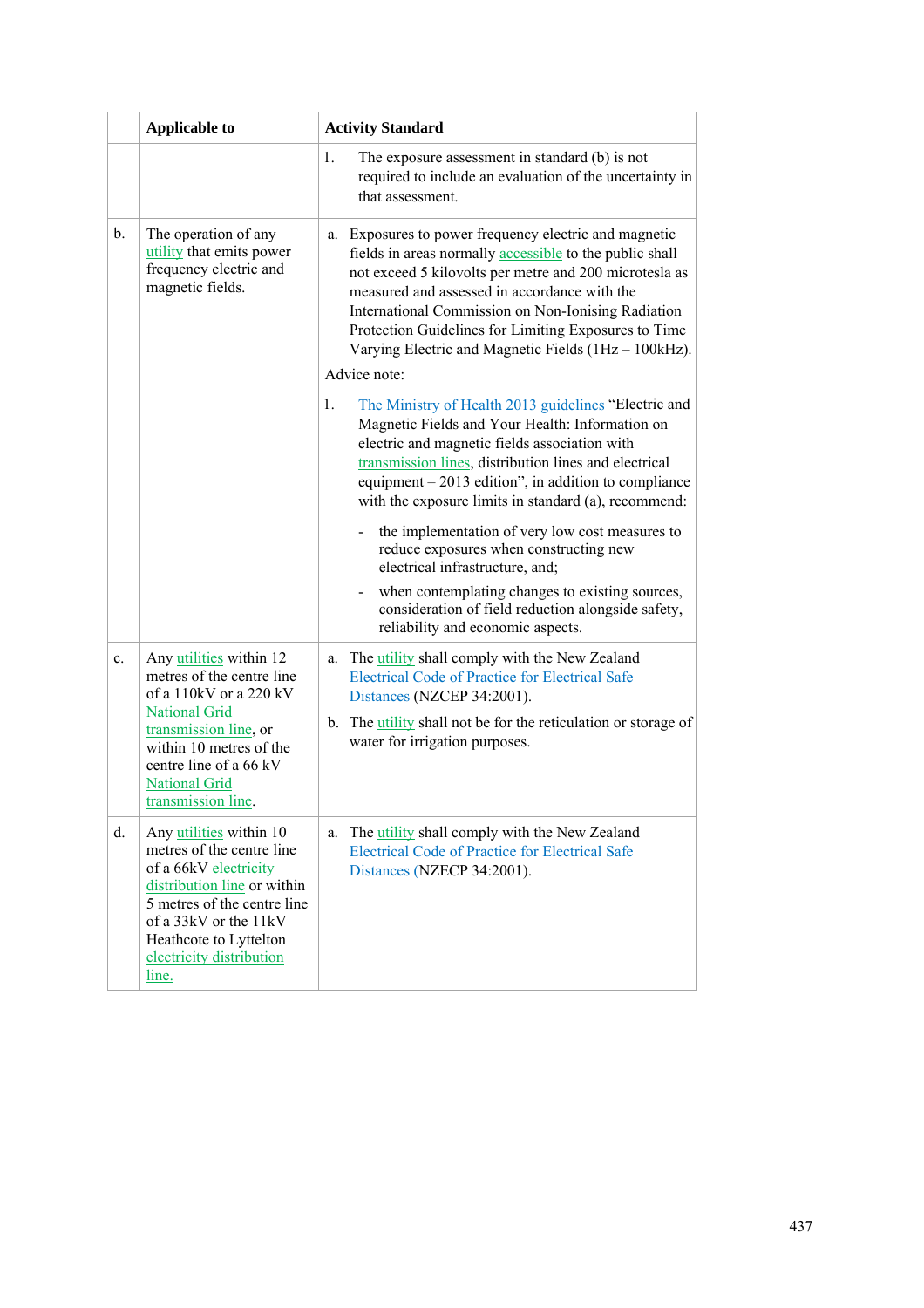|  | Applicable to | Activity Standard |
|---|---|---|
|  |  | 1. The exposure assessment in standard (b) is not required to include an evaluation of the uncertainty in that assessment. |
| b. | The operation of any utility that emits power frequency electric and magnetic fields. | a. Exposures to power frequency electric and magnetic fields in areas normally accessible to the public shall not exceed 5 kilovolts per metre and 200 microtesla as measured and assessed in accordance with the International Commission on Non-Ionising Radiation Protection Guidelines for Limiting Exposures to Time Varying Electric and Magnetic Fields (1Hz – 100kHz).<br><br>Advice note:<br><br>1. The Ministry of Health 2013 guidelines "Electric and Magnetic Fields and Your Health: Information on electric and magnetic fields association with transmission lines, distribution lines and electrical equipment – 2013 edition", in addition to compliance with the exposure limits in standard (a), recommend:<br>- the implementation of very low cost measures to reduce exposures when constructing new electrical infrastructure, and;<br>- when contemplating changes to existing sources, consideration of field reduction alongside safety, reliability and economic aspects. |
| c. | Any utilities within 12 metres of the centre line of a 110kV or a 220 kV National Grid transmission line, or within 10 metres of the centre line of a 66 kV National Grid transmission line. | a. The utility shall comply with the New Zealand Electrical Code of Practice for Electrical Safe Distances (NZCEP 34:2001).<br><br>b. The utility shall not be for the reticulation or storage of water for irrigation purposes. |
| d. | Any utilities within 10 metres of the centre line of a 66kV electricity distribution line or within 5 metres of the centre line of a 33kV or the 11kV Heathcote to Lyttelton electricity distribution line. | a. The utility shall comply with the New Zealand Electrical Code of Practice for Electrical Safe Distances (NZECP 34:2001). |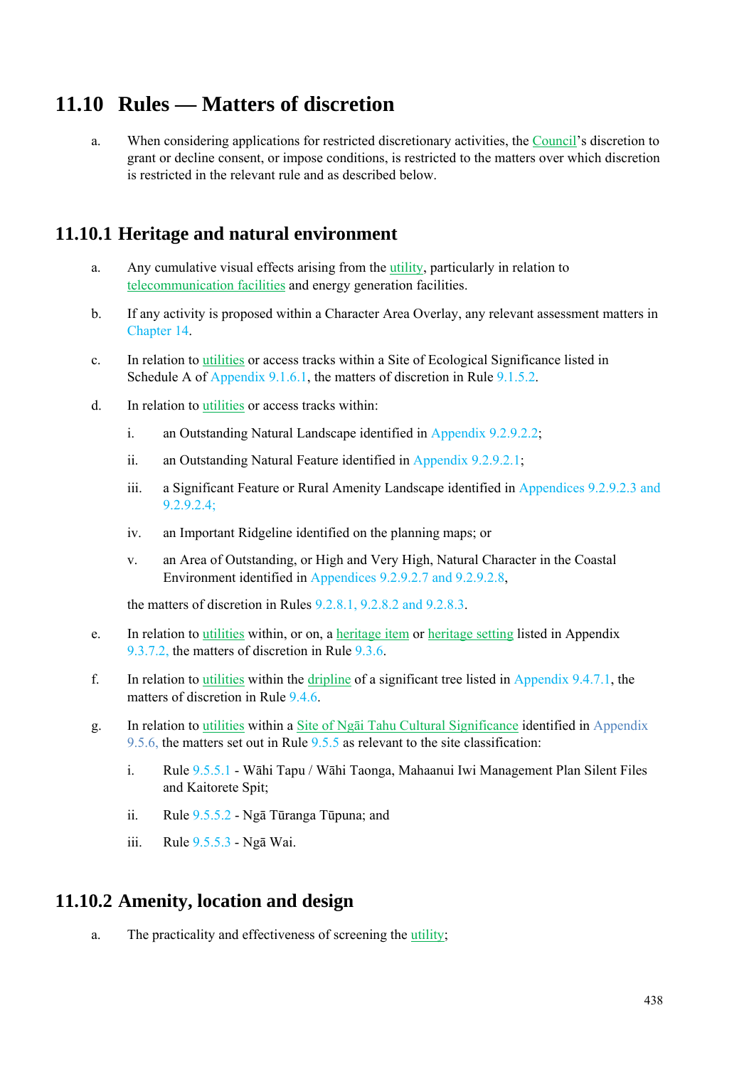# 11.10 Rules — Matters of discretion

a. When considering applications for restricted discretionary activities, the Council's discretion to grant or decline consent, or impose conditions, is restricted to the matters over which discretion is restricted in the relevant rule and as described below.

## 11.10.1 Heritage and natural environment

a. Any cumulative visual effects arising from the utility, particularly in relation to telecommunication facilities and energy generation facilities.

b. If any activity is proposed within a Character Area Overlay, any relevant assessment matters in Chapter 14.

c. In relation to utilities or access tracks within a Site of Ecological Significance listed in Schedule A of Appendix 9.1.6.1, the matters of discretion in Rule 9.1.5.2.

d. In relation to utilities or access tracks within:

   i. an Outstanding Natural Landscape identified in Appendix 9.2.9.2.2;

   ii. an Outstanding Natural Feature identified in Appendix 9.2.9.2.1;

   iii. a Significant Feature or Rural Amenity Landscape identified in Appendices 9.2.9.2.3 and 9.2.9.2.4;

   iv. an Important Ridgeline identified on the planning maps; or

   v. an Area of Outstanding, or High and Very High, Natural Character in the Coastal Environment identified in Appendices 9.2.9.2.7 and 9.2.9.2.8,

   the matters of discretion in Rules 9.2.8.1, 9.2.8.2 and 9.2.8.3.

e. In relation to utilities within, or on, a heritage item or heritage setting listed in Appendix 9.3.7.2, the matters of discretion in Rule 9.3.6.

f. In relation to utilities within the dripline of a significant tree listed in Appendix 9.4.7.1, the matters of discretion in Rule 9.4.6.

g. In relation to utilities within a Site of Ngāi Tahu Cultural Significance identified in Appendix 9.5.6, the matters set out in Rule 9.5.5 as relevant to the site classification:

   i. Rule 9.5.5.1 - Wāhi Tapu / Wāhi Taonga, Mahaanui Iwi Management Plan Silent Files and Kaitorete Spit;

   ii. Rule 9.5.5.2 - Ngā Tūranga Tūpuna; and

   iii. Rule 9.5.5.3 - Ngā Wai.

## 11.10.2 Amenity, location and design

a. The practicality and effectiveness of screening the utility;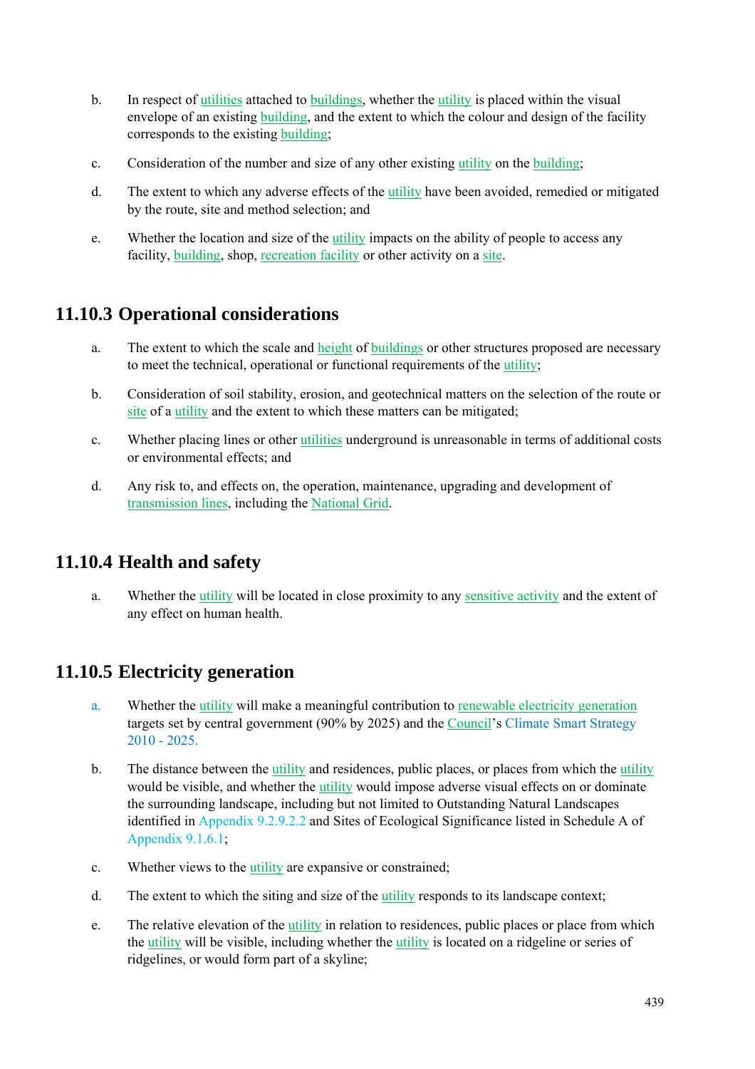b. In respect of utilities attached to buildings, whether the utility is placed within the visual envelope of an existing building, and the extent to which the colour and design of the facility corresponds to the existing building;

c. Consideration of the number and size of any other existing utility on the building;

d. The extent to which any adverse effects of the utility have been avoided, remedied or mitigated by the route, site and method selection; and

e. Whether the location and size of the utility impacts on the ability of people to access any facility, building, shop, recreation facility or other activity on a site.

## 11.10.3 Operational considerations

a. The extent to which the scale and height of buildings or other structures proposed are necessary to meet the technical, operational or functional requirements of the utility;

b. Consideration of soil stability, erosion, and geotechnical matters on the selection of the route or site of a utility and the extent to which these matters can be mitigated;

c. Whether placing lines or other utilities underground is unreasonable in terms of additional costs or environmental effects; and

d. Any risk to, and effects on, the operation, maintenance, upgrading and development of transmission lines, including the National Grid.

## 11.10.4 Health and safety

a. Whether the utility will be located in close proximity to any sensitive activity and the extent of any effect on human health.

## 11.10.5 Electricity generation

a. Whether the utility will make a meaningful contribution to renewable electricity generation targets set by central government (90% by 2025) and the Council's Climate Smart Strategy 2010 - 2025.

b. The distance between the utility and residences, public places, or places from which the utility would be visible, and whether the utility would impose adverse visual effects on or dominate the surrounding landscape, including but not limited to Outstanding Natural Landscapes identified in Appendix 9.2.9.2.2 and Sites of Ecological Significance listed in Schedule A of Appendix 9.1.6.1;

c. Whether views to the utility are expansive or constrained;

d. The extent to which the siting and size of the utility responds to its landscape context;

e. The relative elevation of the utility in relation to residences, public places or place from which the utility will be visible, including whether the utility is located on a ridgeline or series of ridgelines, or would form part of a skyline;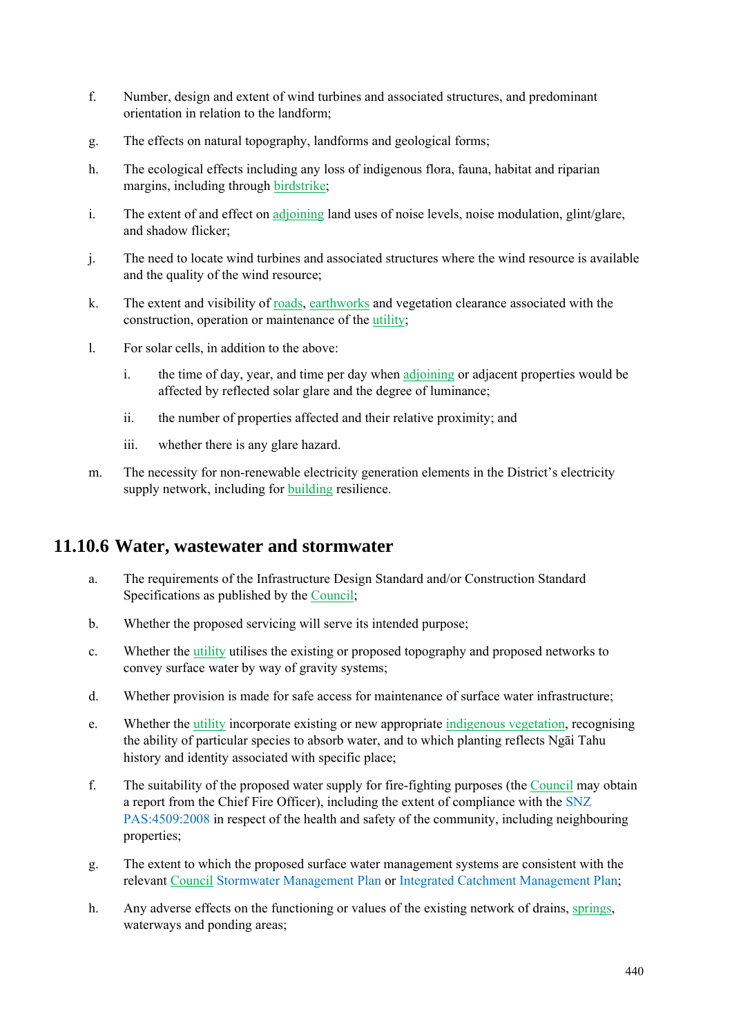f. Number, design and extent of wind turbines and associated structures, and predominant orientation in relation to the landform;

g. The effects on natural topography, landforms and geological forms;

h. The ecological effects including any loss of indigenous flora, fauna, habitat and riparian margins, including through birdstrike;

i. The extent of and effect on adjoining land uses of noise levels, noise modulation, glint/glare, and shadow flicker;

j. The need to locate wind turbines and associated structures where the wind resource is available and the quality of the wind resource;

k. The extent and visibility of roads, earthworks and vegetation clearance associated with the construction, operation or maintenance of the utility;

l. For solar cells, in addition to the above:

   i. the time of day, year, and time per day when adjoining or adjacent properties would be affected by reflected solar glare and the degree of luminance;

   ii. the number of properties affected and their relative proximity; and

   iii. whether there is any glare hazard.

m. The necessity for non-renewable electricity generation elements in the District's electricity supply network, including for building resilience.

## 11.10.6 Water, wastewater and stormwater

a. The requirements of the Infrastructure Design Standard and/or Construction Standard Specifications as published by the Council;

b. Whether the proposed servicing will serve its intended purpose;

c. Whether the utility utilises the existing or proposed topography and proposed networks to convey surface water by way of gravity systems;

d. Whether provision is made for safe access for maintenance of surface water infrastructure;

e. Whether the utility incorporate existing or new appropriate indigenous vegetation, recognising the ability of particular species to absorb water, and to which planting reflects Ngāi Tahu history and identity associated with specific place;

f. The suitability of the proposed water supply for fire-fighting purposes (the Council may obtain a report from the Chief Fire Officer), including the extent of compliance with the SNZ PAS:4509:2008 in respect of the health and safety of the community, including neighbouring properties;

g. The extent to which the proposed surface water management systems are consistent with the relevant Council Stormwater Management Plan or Integrated Catchment Management Plan;

h. Any adverse effects on the functioning or values of the existing network of drains, springs, waterways and ponding areas;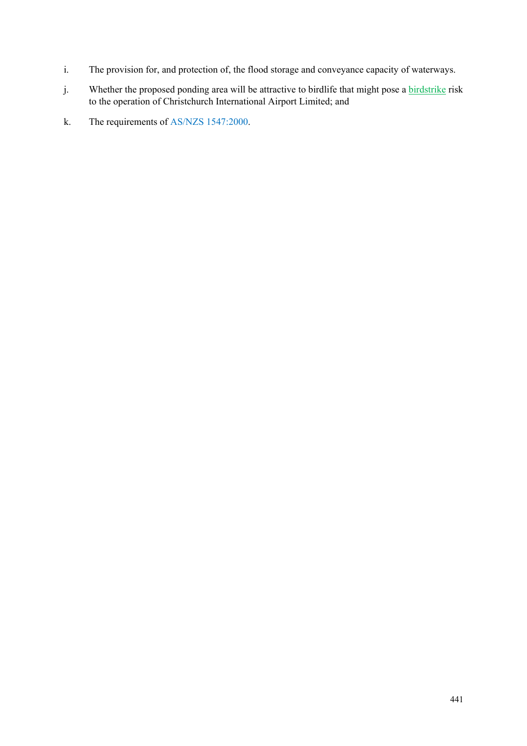i. The provision for, and protection of, the flood storage and conveyance capacity of waterways.

j. Whether the proposed ponding area will be attractive to birdlife that might pose a birdstrike risk to the operation of Christchurch International Airport Limited; and

k. The requirements of AS/NZS 1547:2000.